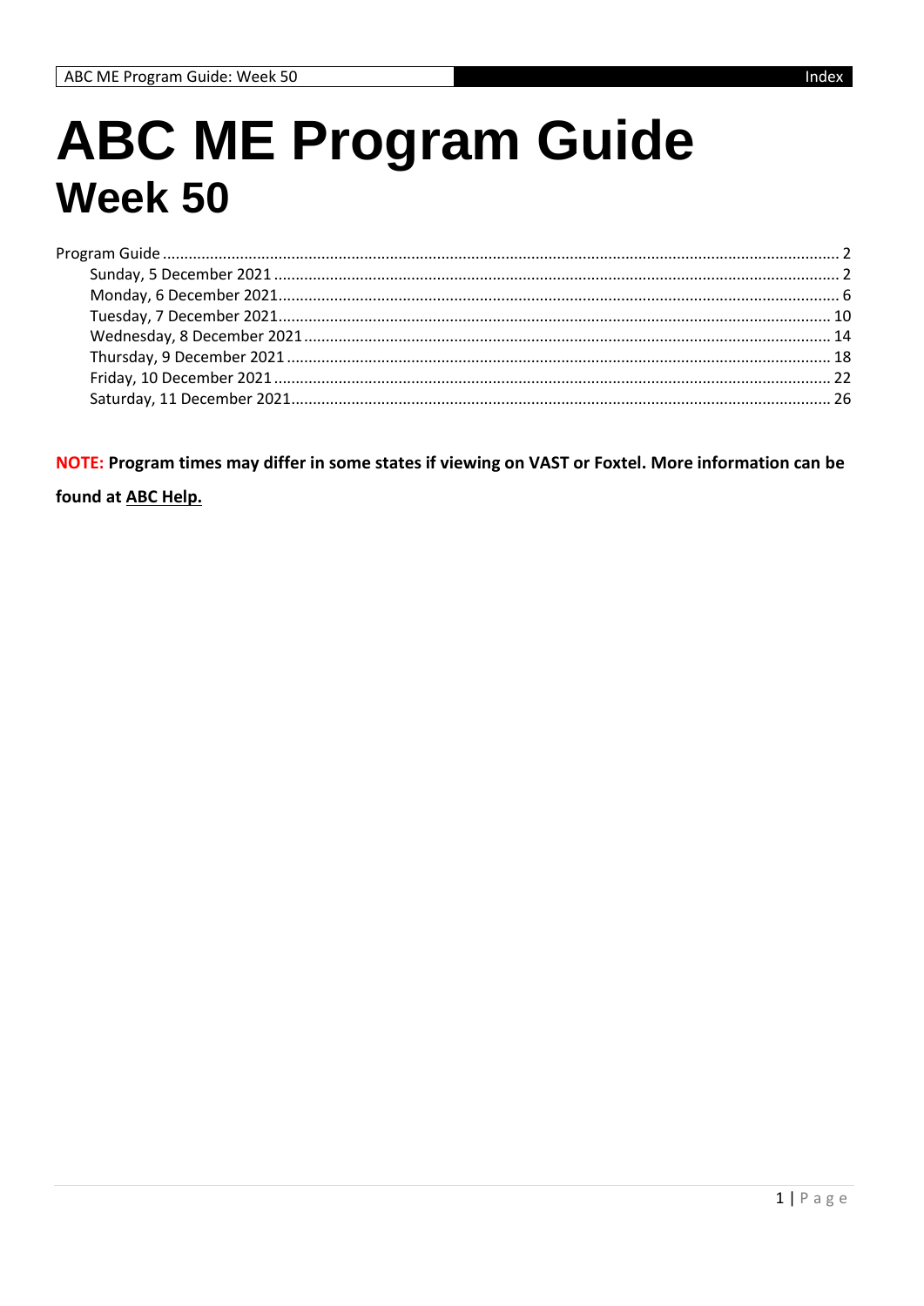# ABC ME Program Guide
## Week 50

Program Guide ........................................ 2
- Sunday, 5 December 2021 ........................................ 2
- Monday, 6 December 2021 ........................................ 6
- Tuesday, 7 December 2021 ........................................ 10
- Wednesday, 8 December 2021 ........................................ 14
- Thursday, 9 December 2021 ........................................ 18
- Friday, 10 December 2021 ........................................ 22
- Saturday, 11 December 2021 ........................................ 26

**NOTE: Program times may differ in some states if viewing on VAST or Foxtel. More information can be found at ABC Help.**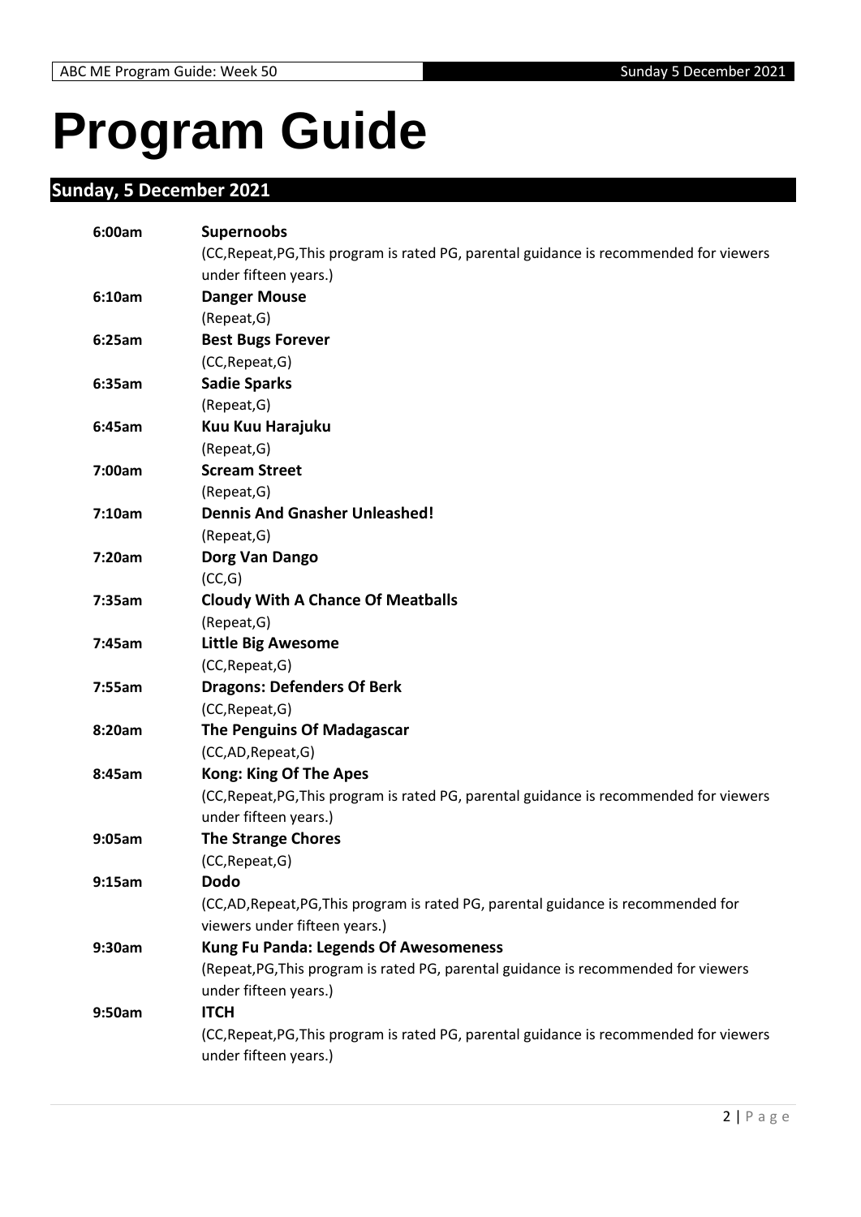# Program Guide

## Sunday, 5 December 2021

**6:00am** **Supernoobs**
(CC,Repeat,PG,This program is rated PG, parental guidance is recommended for viewers under fifteen years.)

**6:10am** **Danger Mouse**
(Repeat,G)

**6:25am** **Best Bugs Forever**
(CC,Repeat,G)

**6:35am** **Sadie Sparks**
(Repeat,G)

**6:45am** **Kuu Kuu Harajuku**
(Repeat,G)

**7:00am** **Scream Street**
(Repeat,G)

**7:10am** **Dennis And Gnasher Unleashed!**
(Repeat,G)

**7:20am** **Dorg Van Dango**
(CC,G)

**7:35am** **Cloudy With A Chance Of Meatballs**
(Repeat,G)

**7:45am** **Little Big Awesome**
(CC,Repeat,G)

**7:55am** **Dragons: Defenders Of Berk**
(CC,Repeat,G)

**8:20am** **The Penguins Of Madagascar**
(CC,AD,Repeat,G)

**8:45am** **Kong: King Of The Apes**
(CC,Repeat,PG,This program is rated PG, parental guidance is recommended for viewers under fifteen years.)

**9:05am** **The Strange Chores**
(CC,Repeat,G)

**9:15am** **Dodo**
(CC,AD,Repeat,PG,This program is rated PG, parental guidance is recommended for viewers under fifteen years.)

**9:30am** **Kung Fu Panda: Legends Of Awesomeness**
(Repeat,PG,This program is rated PG, parental guidance is recommended for viewers under fifteen years.)

**9:50am** **ITCH**
(CC,Repeat,PG,This program is rated PG, parental guidance is recommended for viewers under fifteen years.)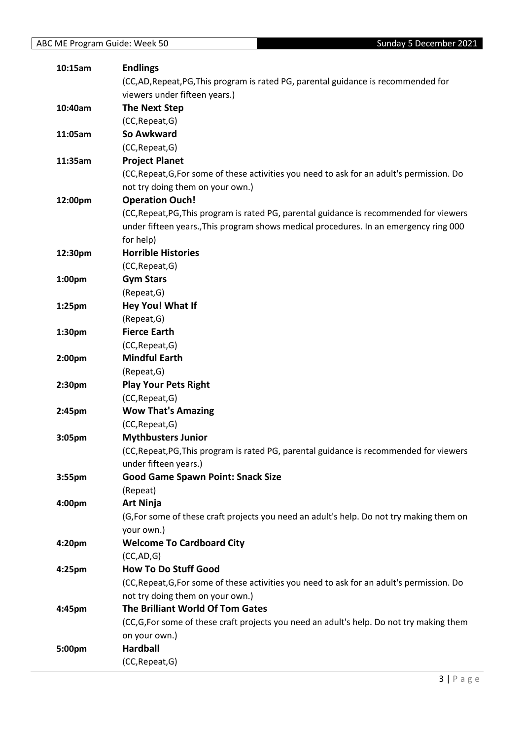| Time | Program |
| --- | --- |
| 10:15am | **Endlings**<br>(CC,AD,Repeat,PG,This program is rated PG, parental guidance is recommended for viewers under fifteen years.) |
| 10:40am | **The Next Step**<br>(CC,Repeat,G) |
| 11:05am | **So Awkward**<br>(CC,Repeat,G) |
| 11:35am | **Project Planet**<br>(CC,Repeat,G,For some of these activities you need to ask for an adult's permission. Do not try doing them on your own.) |
| 12:00pm | **Operation Ouch!**<br>(CC,Repeat,PG,This program is rated PG, parental guidance is recommended for viewers under fifteen years.,This program shows medical procedures. In an emergency ring 000 for help) |
| 12:30pm | **Horrible Histories**<br>(CC,Repeat,G) |
| 1:00pm | **Gym Stars**<br>(Repeat,G) |
| 1:25pm | **Hey You! What If**<br>(Repeat,G) |
| 1:30pm | **Fierce Earth**<br>(CC,Repeat,G) |
| 2:00pm | **Mindful Earth**<br>(Repeat,G) |
| 2:30pm | **Play Your Pets Right**<br>(CC,Repeat,G) |
| 2:45pm | **Wow That's Amazing**<br>(CC,Repeat,G) |
| 3:05pm | **Mythbusters Junior**<br>(CC,Repeat,PG,This program is rated PG, parental guidance is recommended for viewers under fifteen years.) |
| 3:55pm | **Good Game Spawn Point: Snack Size**<br>(Repeat) |
| 4:00pm | **Art Ninja**<br>(G,For some of these craft projects you need an adult's help. Do not try making them on your own.) |
| 4:20pm | **Welcome To Cardboard City**<br>(CC,AD,G) |
| 4:25pm | **How To Do Stuff Good**<br>(CC,Repeat,G,For some of these activities you need to ask for an adult's permission. Do not try doing them on your own.) |
| 4:45pm | **The Brilliant World Of Tom Gates**<br>(CC,G,For some of these craft projects you need an adult's help. Do not try making them on your own.) |
| 5:00pm | **Hardball**<br>(CC,Repeat,G) |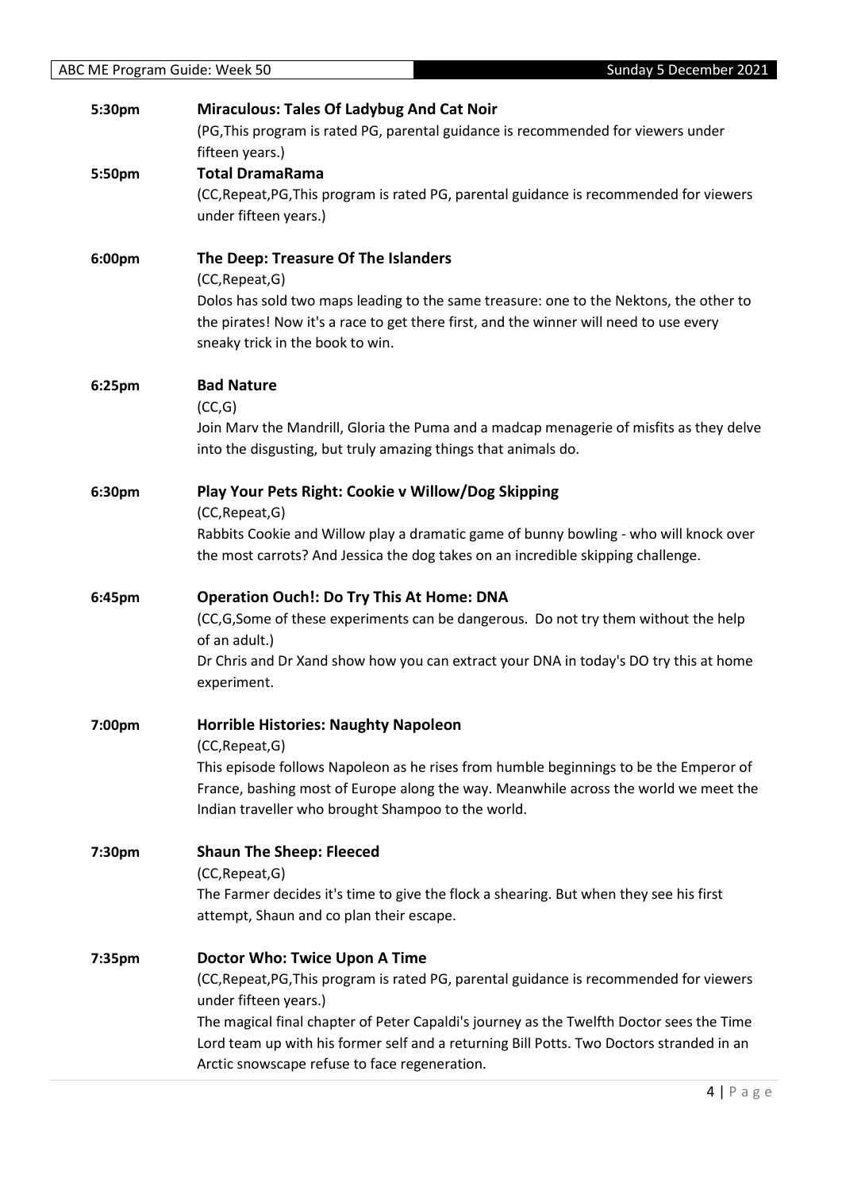**5:30pm** **Miraculous: Tales Of Ladybug And Cat Noir**

(PG,This program is rated PG, parental guidance is recommended for viewers under fifteen years.)

**5:50pm** **Total DramaRama**

(CC,Repeat,PG,This program is rated PG, parental guidance is recommended for viewers under fifteen years.)

**6:00pm** **The Deep: Treasure Of The Islanders**

(CC,Repeat,G)

Dolos has sold two maps leading to the same treasure: one to the Nektons, the other to the pirates! Now it's a race to get there first, and the winner will need to use every sneaky trick in the book to win.

**6:25pm** **Bad Nature**

(CC,G)

Join Marv the Mandrill, Gloria the Puma and a madcap menagerie of misfits as they delve into the disgusting, but truly amazing things that animals do.

**6:30pm** **Play Your Pets Right: Cookie v Willow/Dog Skipping**

(CC,Repeat,G)

Rabbits Cookie and Willow play a dramatic game of bunny bowling - who will knock over the most carrots? And Jessica the dog takes on an incredible skipping challenge.

**6:45pm** **Operation Ouch!: Do Try This At Home: DNA**

(CC,G,Some of these experiments can be dangerous. Do not try them without the help of an adult.)

Dr Chris and Dr Xand show how you can extract your DNA in today's DO try this at home experiment.

**7:00pm** **Horrible Histories: Naughty Napoleon**

(CC,Repeat,G)

This episode follows Napoleon as he rises from humble beginnings to be the Emperor of France, bashing most of Europe along the way. Meanwhile across the world we meet the Indian traveller who brought Shampoo to the world.

**7:30pm** **Shaun The Sheep: Fleeced**

(CC,Repeat,G)

The Farmer decides it's time to give the flock a shearing. But when they see his first attempt, Shaun and co plan their escape.

**7:35pm** **Doctor Who: Twice Upon A Time**

(CC,Repeat,PG,This program is rated PG, parental guidance is recommended for viewers under fifteen years.)

The magical final chapter of Peter Capaldi's journey as the Twelfth Doctor sees the Time Lord team up with his former self and a returning Bill Potts. Two Doctors stranded in an Arctic snowscape refuse to face regeneration.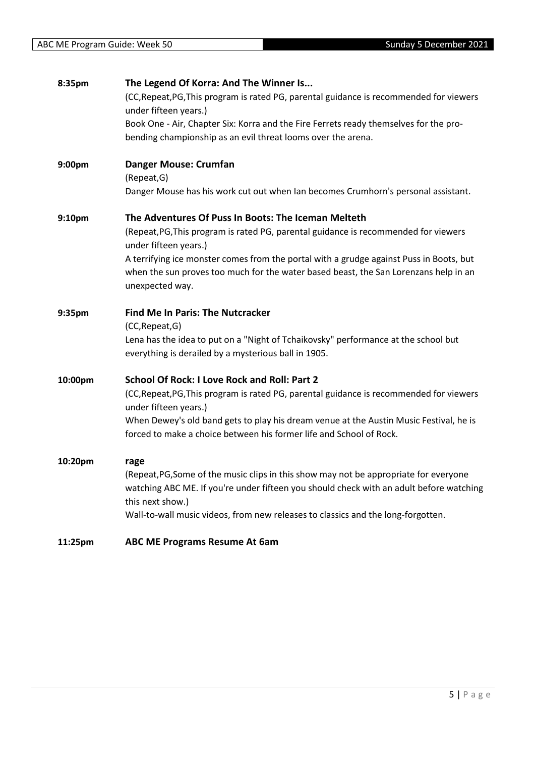**8:35pm** **The Legend Of Korra: And The Winner Is...**

(CC,Repeat,PG,This program is rated PG, parental guidance is recommended for viewers under fifteen years.)

Book One - Air, Chapter Six: Korra and the Fire Ferrets ready themselves for the pro-bending championship as an evil threat looms over the arena.

**9:00pm** **Danger Mouse: Crumfan**

(Repeat,G)

Danger Mouse has his work cut out when Ian becomes Crumhorn's personal assistant.

**9:10pm** **The Adventures Of Puss In Boots: The Iceman Melteth**

(Repeat,PG,This program is rated PG, parental guidance is recommended for viewers under fifteen years.)

A terrifying ice monster comes from the portal with a grudge against Puss in Boots, but when the sun proves too much for the water based beast, the San Lorenzans help in an unexpected way.

**9:35pm** **Find Me In Paris: The Nutcracker**

(CC,Repeat,G)

Lena has the idea to put on a "Night of Tchaikovsky" performance at the school but everything is derailed by a mysterious ball in 1905.

**10:00pm** **School Of Rock: I Love Rock and Roll: Part 2**

(CC,Repeat,PG,This program is rated PG, parental guidance is recommended for viewers under fifteen years.)

When Dewey's old band gets to play his dream venue at the Austin Music Festival, he is forced to make a choice between his former life and School of Rock.

**10:20pm** **rage**

(Repeat,PG,Some of the music clips in this show may not be appropriate for everyone watching ABC ME. If you're under fifteen you should check with an adult before watching this next show.)

Wall-to-wall music videos, from new releases to classics and the long-forgotten.

**11:25pm** **ABC ME Programs Resume At 6am**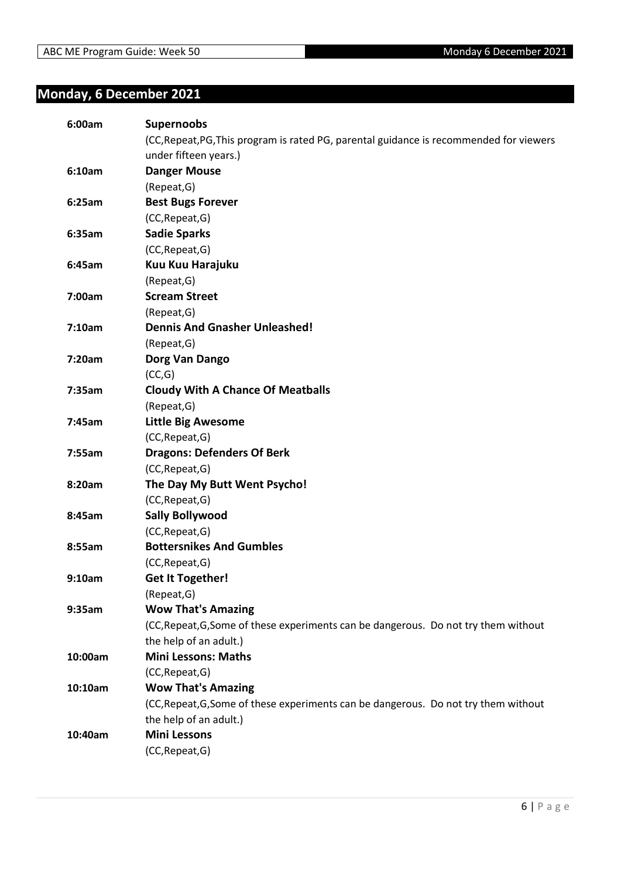## Monday, 6 December 2021

| | |
|---|---|
| **6:00am** | **Supernoobs** |
| | (CC,Repeat,PG,This program is rated PG, parental guidance is recommended for viewers under fifteen years.) |
| **6:10am** | **Danger Mouse** |
| | (Repeat,G) |
| **6:25am** | **Best Bugs Forever** |
| | (CC,Repeat,G) |
| **6:35am** | **Sadie Sparks** |
| | (CC,Repeat,G) |
| **6:45am** | **Kuu Kuu Harajuku** |
| | (Repeat,G) |
| **7:00am** | **Scream Street** |
| | (Repeat,G) |
| **7:10am** | **Dennis And Gnasher Unleashed!** |
| | (Repeat,G) |
| **7:20am** | **Dorg Van Dango** |
| | (CC,G) |
| **7:35am** | **Cloudy With A Chance Of Meatballs** |
| | (Repeat,G) |
| **7:45am** | **Little Big Awesome** |
| | (CC,Repeat,G) |
| **7:55am** | **Dragons: Defenders Of Berk** |
| | (CC,Repeat,G) |
| **8:20am** | **The Day My Butt Went Psycho!** |
| | (CC,Repeat,G) |
| **8:45am** | **Sally Bollywood** |
| | (CC,Repeat,G) |
| **8:55am** | **Bottersnikes And Gumbles** |
| | (CC,Repeat,G) |
| **9:10am** | **Get It Together!** |
| | (Repeat,G) |
| **9:35am** | **Wow That's Amazing** |
| | (CC,Repeat,G,Some of these experiments can be dangerous. Do not try them without the help of an adult.) |
| **10:00am** | **Mini Lessons: Maths** |
| | (CC,Repeat,G) |
| **10:10am** | **Wow That's Amazing** |
| | (CC,Repeat,G,Some of these experiments can be dangerous. Do not try them without the help of an adult.) |
| **10:40am** | **Mini Lessons** |
| | (CC,Repeat,G) |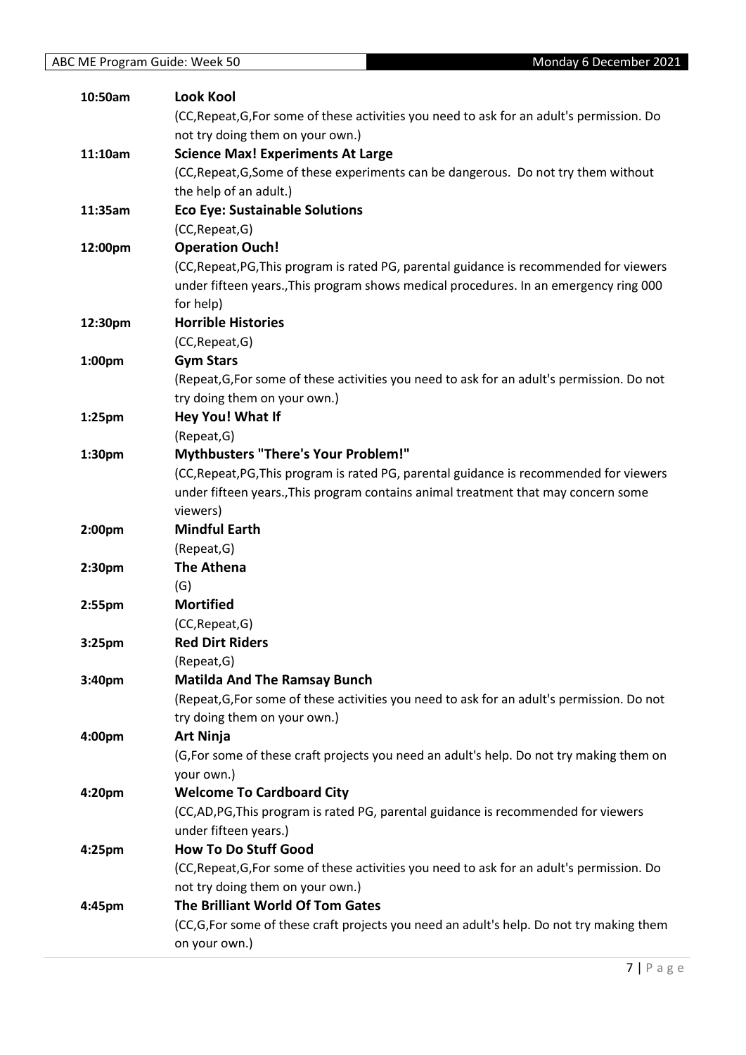| | |
|---|---|
| 10:50am | **Look Kool** |
| | (CC,Repeat,G,For some of these activities you need to ask for an adult's permission. Do not try doing them on your own.) |
| 11:10am | **Science Max! Experiments At Large** |
| | (CC,Repeat,G,Some of these experiments can be dangerous. Do not try them without the help of an adult.) |
| 11:35am | **Eco Eye: Sustainable Solutions** |
| | (CC,Repeat,G) |
| 12:00pm | **Operation Ouch!** |
| | (CC,Repeat,PG,This program is rated PG, parental guidance is recommended for viewers under fifteen years.,This program shows medical procedures. In an emergency ring 000 for help) |
| 12:30pm | **Horrible Histories** |
| | (CC,Repeat,G) |
| 1:00pm | **Gym Stars** |
| | (Repeat,G,For some of these activities you need to ask for an adult's permission. Do not try doing them on your own.) |
| 1:25pm | **Hey You! What If** |
| | (Repeat,G) |
| 1:30pm | **Mythbusters "There's Your Problem!"** |
| | (CC,Repeat,PG,This program is rated PG, parental guidance is recommended for viewers under fifteen years.,This program contains animal treatment that may concern some viewers) |
| 2:00pm | **Mindful Earth** |
| | (Repeat,G) |
| 2:30pm | **The Athena** |
| | (G) |
| 2:55pm | **Mortified** |
| | (CC,Repeat,G) |
| 3:25pm | **Red Dirt Riders** |
| | (Repeat,G) |
| 3:40pm | **Matilda And The Ramsay Bunch** |
| | (Repeat,G,For some of these activities you need to ask for an adult's permission. Do not try doing them on your own.) |
| 4:00pm | **Art Ninja** |
| | (G,For some of these craft projects you need an adult's help. Do not try making them on your own.) |
| 4:20pm | **Welcome To Cardboard City** |
| | (CC,AD,PG,This program is rated PG, parental guidance is recommended for viewers under fifteen years.) |
| 4:25pm | **How To Do Stuff Good** |
| | (CC,Repeat,G,For some of these activities you need to ask for an adult's permission. Do not try doing them on your own.) |
| 4:45pm | **The Brilliant World Of Tom Gates** |
| | (CC,G,For some of these craft projects you need an adult's help. Do not try making them on your own.) |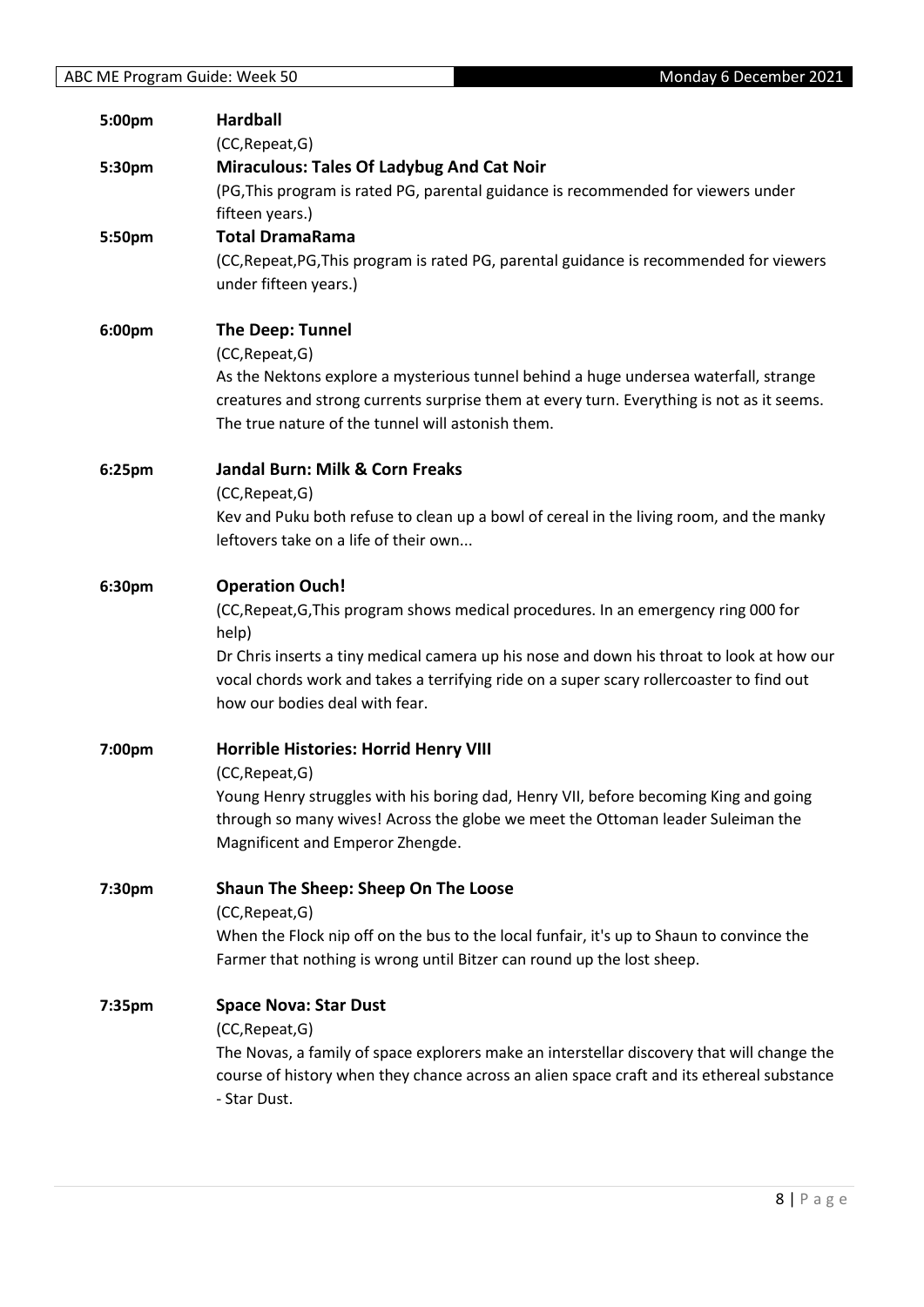**5:00pm** **Hardball**

(CC,Repeat,G)

**5:30pm** **Miraculous: Tales Of Ladybug And Cat Noir**

(PG,This program is rated PG, parental guidance is recommended for viewers under fifteen years.)

**5:50pm** **Total DramaRama**

(CC,Repeat,PG,This program is rated PG, parental guidance is recommended for viewers under fifteen years.)

**6:00pm** **The Deep: Tunnel**

(CC,Repeat,G)

As the Nektons explore a mysterious tunnel behind a huge undersea waterfall, strange creatures and strong currents surprise them at every turn. Everything is not as it seems. The true nature of the tunnel will astonish them.

**6:25pm** **Jandal Burn: Milk & Corn Freaks**

(CC,Repeat,G)

Kev and Puku both refuse to clean up a bowl of cereal in the living room, and the manky leftovers take on a life of their own...

**6:30pm** **Operation Ouch!**

(CC,Repeat,G,This program shows medical procedures. In an emergency ring 000 for help)

Dr Chris inserts a tiny medical camera up his nose and down his throat to look at how our vocal chords work and takes a terrifying ride on a super scary rollercoaster to find out how our bodies deal with fear.

**7:00pm** **Horrible Histories: Horrid Henry VIII**

(CC,Repeat,G)

Young Henry struggles with his boring dad, Henry VII, before becoming King and going through so many wives! Across the globe we meet the Ottoman leader Suleiman the Magnificent and Emperor Zhengde.

**7:30pm** **Shaun The Sheep: Sheep On The Loose**

(CC,Repeat,G)

When the Flock nip off on the bus to the local funfair, it's up to Shaun to convince the Farmer that nothing is wrong until Bitzer can round up the lost sheep.

**7:35pm** **Space Nova: Star Dust**

(CC,Repeat,G)

The Novas, a family of space explorers make an interstellar discovery that will change the course of history when they chance across an alien space craft and its ethereal substance - Star Dust.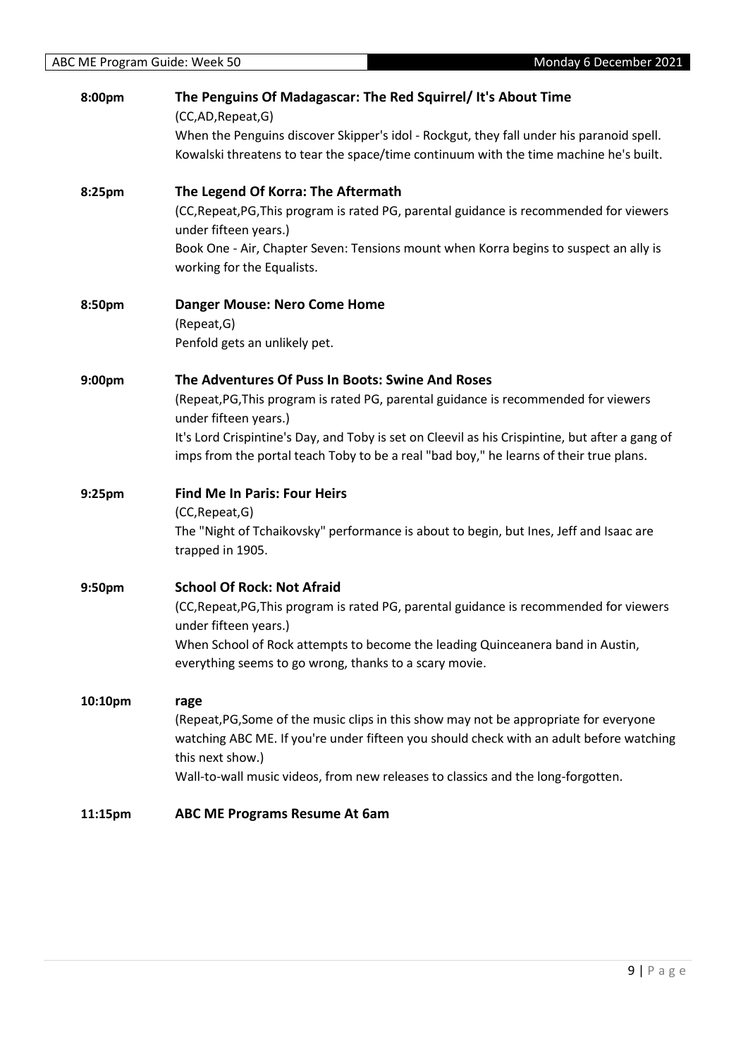**8:00pm** **The Penguins Of Madagascar: The Red Squirrel/ It's About Time**

(CC,AD,Repeat,G)

When the Penguins discover Skipper's idol - Rockgut, they fall under his paranoid spell. Kowalski threatens to tear the space/time continuum with the time machine he's built.

**8:25pm** **The Legend Of Korra: The Aftermath**

(CC,Repeat,PG,This program is rated PG, parental guidance is recommended for viewers under fifteen years.)

Book One - Air, Chapter Seven: Tensions mount when Korra begins to suspect an ally is working for the Equalists.

**8:50pm** **Danger Mouse: Nero Come Home**

(Repeat,G)

Penfold gets an unlikely pet.

**9:00pm** **The Adventures Of Puss In Boots: Swine And Roses**

(Repeat,PG,This program is rated PG, parental guidance is recommended for viewers under fifteen years.)

It's Lord Crispintine's Day, and Toby is set on Cleevil as his Crispintine, but after a gang of imps from the portal teach Toby to be a real "bad boy," he learns of their true plans.

**9:25pm** **Find Me In Paris: Four Heirs**

(CC,Repeat,G)

The "Night of Tchaikovsky" performance is about to begin, but Ines, Jeff and Isaac are trapped in 1905.

**9:50pm** **School Of Rock: Not Afraid**

(CC,Repeat,PG,This program is rated PG, parental guidance is recommended for viewers under fifteen years.)

When School of Rock attempts to become the leading Quinceanera band in Austin, everything seems to go wrong, thanks to a scary movie.

**10:10pm** **rage**

(Repeat,PG,Some of the music clips in this show may not be appropriate for everyone watching ABC ME. If you're under fifteen you should check with an adult before watching this next show.)

Wall-to-wall music videos, from new releases to classics and the long-forgotten.

**11:15pm** **ABC ME Programs Resume At 6am**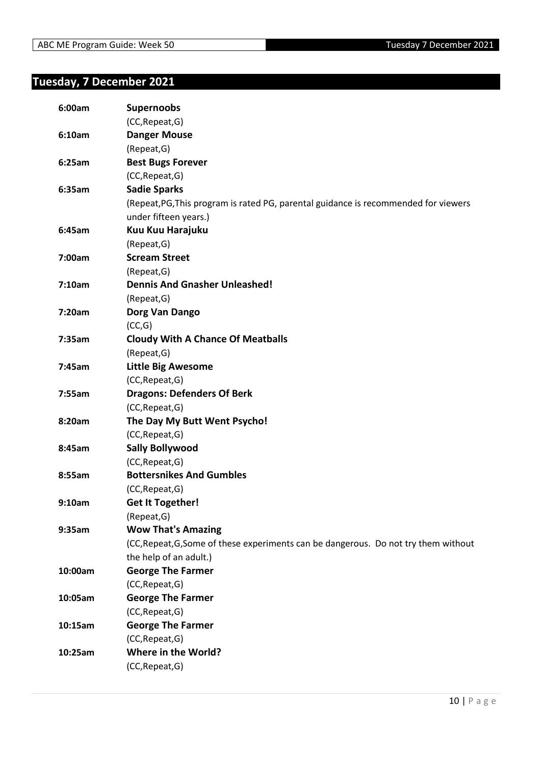## Tuesday, 7 December 2021

| | |
|---|---|
| **6:00am** | **Supernoobs** |
| | (CC,Repeat,G) |
| **6:10am** | **Danger Mouse** |
| | (Repeat,G) |
| **6:25am** | **Best Bugs Forever** |
| | (CC,Repeat,G) |
| **6:35am** | **Sadie Sparks** |
| | (Repeat,PG,This program is rated PG, parental guidance is recommended for viewers under fifteen years.) |
| **6:45am** | **Kuu Kuu Harajuku** |
| | (Repeat,G) |
| **7:00am** | **Scream Street** |
| | (Repeat,G) |
| **7:10am** | **Dennis And Gnasher Unleashed!** |
| | (Repeat,G) |
| **7:20am** | **Dorg Van Dango** |
| | (CC,G) |
| **7:35am** | **Cloudy With A Chance Of Meatballs** |
| | (Repeat,G) |
| **7:45am** | **Little Big Awesome** |
| | (CC,Repeat,G) |
| **7:55am** | **Dragons: Defenders Of Berk** |
| | (CC,Repeat,G) |
| **8:20am** | **The Day My Butt Went Psycho!** |
| | (CC,Repeat,G) |
| **8:45am** | **Sally Bollywood** |
| | (CC,Repeat,G) |
| **8:55am** | **Bottersnikes And Gumbles** |
| | (CC,Repeat,G) |
| **9:10am** | **Get It Together!** |
| | (Repeat,G) |
| **9:35am** | **Wow That's Amazing** |
| | (CC,Repeat,G,Some of these experiments can be dangerous. Do not try them without the help of an adult.) |
| **10:00am** | **George The Farmer** |
| | (CC,Repeat,G) |
| **10:05am** | **George The Farmer** |
| | (CC,Repeat,G) |
| **10:15am** | **George The Farmer** |
| | (CC,Repeat,G) |
| **10:25am** | **Where in the World?** |
| | (CC,Repeat,G) |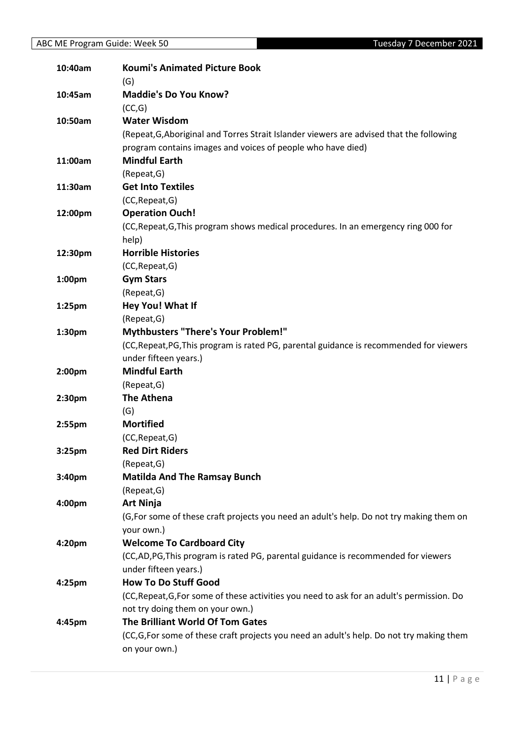| | |
|---|---|
| 10:40am | **Koumi's Animated Picture Book** (G) |
| 10:45am | **Maddie's Do You Know?** (CC,G) |
| 10:50am | **Water Wisdom** (Repeat,G,Aboriginal and Torres Strait Islander viewers are advised that the following program contains images and voices of people who have died) |
| 11:00am | **Mindful Earth** (Repeat,G) |
| 11:30am | **Get Into Textiles** (CC,Repeat,G) |
| 12:00pm | **Operation Ouch!** (CC,Repeat,G,This program shows medical procedures. In an emergency ring 000 for help) |
| 12:30pm | **Horrible Histories** (CC,Repeat,G) |
| 1:00pm | **Gym Stars** (Repeat,G) |
| 1:25pm | **Hey You! What If** (Repeat,G) |
| 1:30pm | **Mythbusters "There's Your Problem!"** (CC,Repeat,PG,This program is rated PG, parental guidance is recommended for viewers under fifteen years.) |
| 2:00pm | **Mindful Earth** (Repeat,G) |
| 2:30pm | **The Athena** (G) |
| 2:55pm | **Mortified** (CC,Repeat,G) |
| 3:25pm | **Red Dirt Riders** (Repeat,G) |
| 3:40pm | **Matilda And The Ramsay Bunch** (Repeat,G) |
| 4:00pm | **Art Ninja** (G,For some of these craft projects you need an adult's help. Do not try making them on your own.) |
| 4:20pm | **Welcome To Cardboard City** (CC,AD,PG,This program is rated PG, parental guidance is recommended for viewers under fifteen years.) |
| 4:25pm | **How To Do Stuff Good** (CC,Repeat,G,For some of these activities you need to ask for an adult's permission. Do not try doing them on your own.) |
| 4:45pm | **The Brilliant World Of Tom Gates** (CC,G,For some of these craft projects you need an adult's help. Do not try making them on your own.) |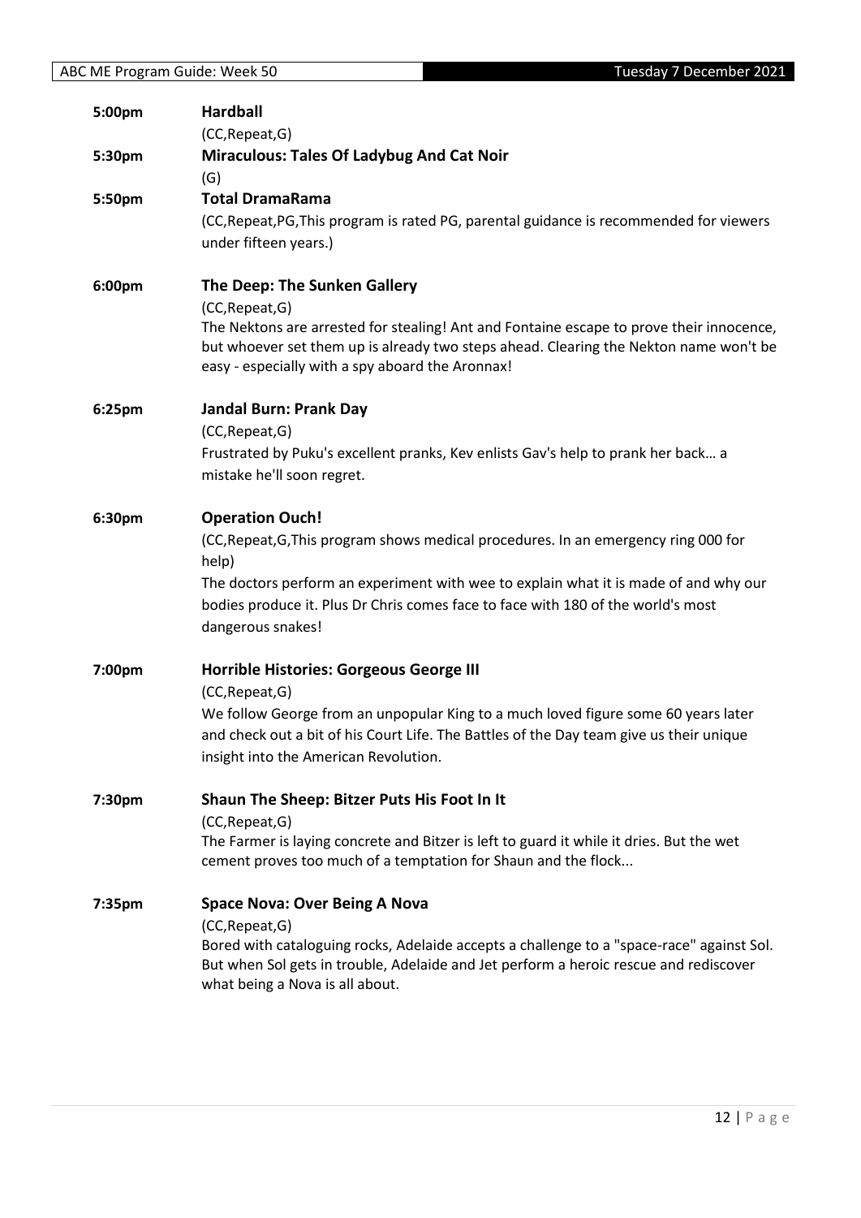**5:00pm** **Hardball**

(CC,Repeat,G)

**5:30pm** **Miraculous: Tales Of Ladybug And Cat Noir**

(G)

**5:50pm** **Total DramaRama**

(CC,Repeat,PG,This program is rated PG, parental guidance is recommended for viewers under fifteen years.)

**6:00pm** **The Deep: The Sunken Gallery**

(CC,Repeat,G)

The Nektons are arrested for stealing! Ant and Fontaine escape to prove their innocence, but whoever set them up is already two steps ahead. Clearing the Nekton name won't be easy - especially with a spy aboard the Aronnax!

**6:25pm** **Jandal Burn: Prank Day**

(CC,Repeat,G)

Frustrated by Puku's excellent pranks, Kev enlists Gav's help to prank her back… a mistake he'll soon regret.

**6:30pm** **Operation Ouch!**

(CC,Repeat,G,This program shows medical procedures. In an emergency ring 000 for help)

The doctors perform an experiment with wee to explain what it is made of and why our bodies produce it. Plus Dr Chris comes face to face with 180 of the world's most dangerous snakes!

**7:00pm** **Horrible Histories: Gorgeous George III**

(CC,Repeat,G)

We follow George from an unpopular King to a much loved figure some 60 years later and check out a bit of his Court Life. The Battles of the Day team give us their unique insight into the American Revolution.

**7:30pm** **Shaun The Sheep: Bitzer Puts His Foot In It**

(CC,Repeat,G)

The Farmer is laying concrete and Bitzer is left to guard it while it dries. But the wet cement proves too much of a temptation for Shaun and the flock...

**7:35pm** **Space Nova: Over Being A Nova**

(CC,Repeat,G)

Bored with cataloguing rocks, Adelaide accepts a challenge to a "space-race" against Sol. But when Sol gets in trouble, Adelaide and Jet perform a heroic rescue and rediscover what being a Nova is all about.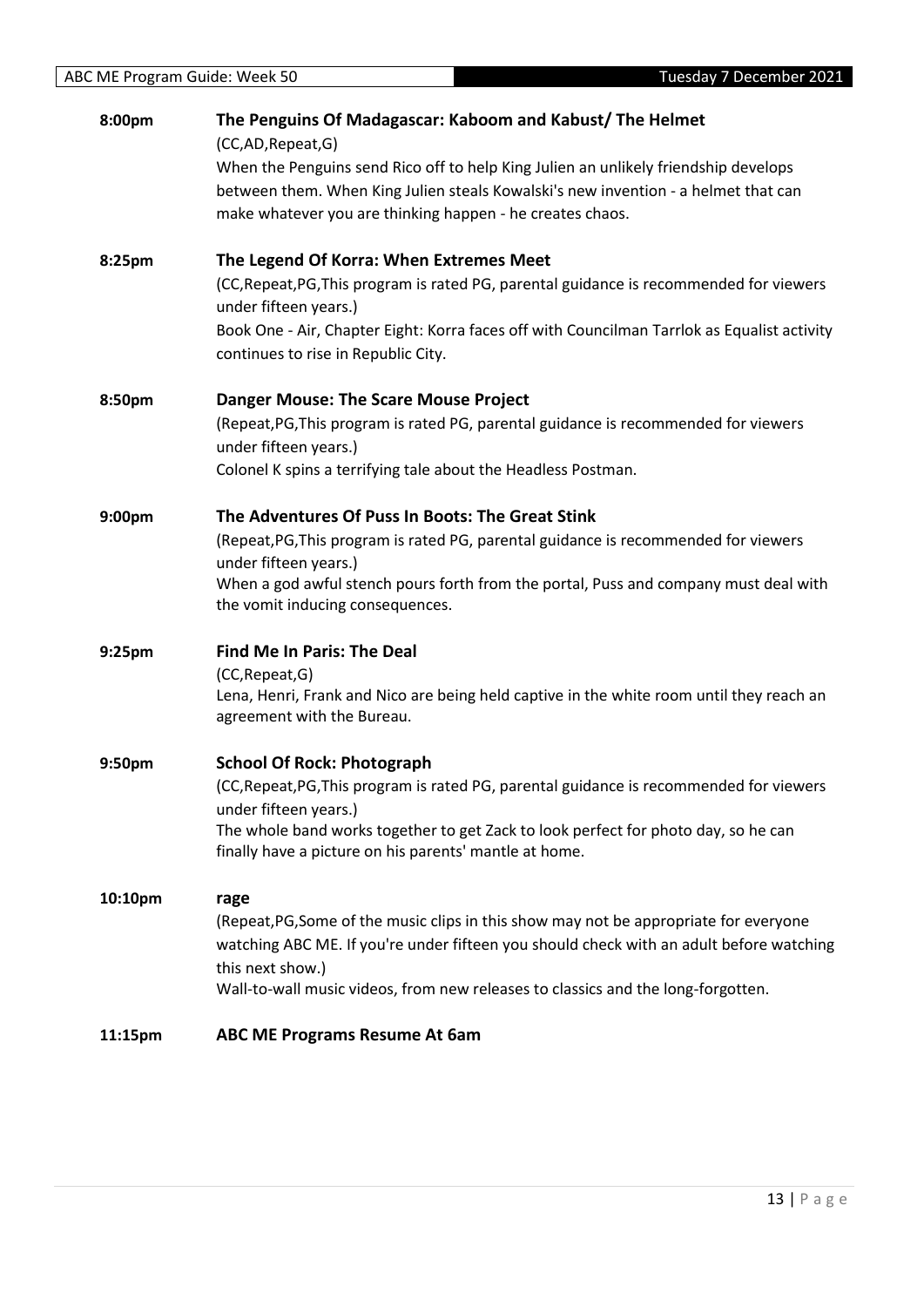**8:00pm** **The Penguins Of Madagascar: Kaboom and Kabust/ The Helmet**

(CC,AD,Repeat,G)

When the Penguins send Rico off to help King Julien an unlikely friendship develops between them. When King Julien steals Kowalski's new invention - a helmet that can make whatever you are thinking happen - he creates chaos.

**8:25pm** **The Legend Of Korra: When Extremes Meet**

(CC,Repeat,PG,This program is rated PG, parental guidance is recommended for viewers under fifteen years.)

Book One - Air, Chapter Eight: Korra faces off with Councilman Tarrlok as Equalist activity continues to rise in Republic City.

**8:50pm** **Danger Mouse: The Scare Mouse Project**

(Repeat,PG,This program is rated PG, parental guidance is recommended for viewers under fifteen years.)

Colonel K spins a terrifying tale about the Headless Postman.

**9:00pm** **The Adventures Of Puss In Boots: The Great Stink**

(Repeat,PG,This program is rated PG, parental guidance is recommended for viewers under fifteen years.)

When a god awful stench pours forth from the portal, Puss and company must deal with the vomit inducing consequences.

**9:25pm** **Find Me In Paris: The Deal**

(CC,Repeat,G)

Lena, Henri, Frank and Nico are being held captive in the white room until they reach an agreement with the Bureau.

**9:50pm** **School Of Rock: Photograph**

(CC,Repeat,PG,This program is rated PG, parental guidance is recommended for viewers under fifteen years.)

The whole band works together to get Zack to look perfect for photo day, so he can finally have a picture on his parents' mantle at home.

**10:10pm** **rage**

(Repeat,PG,Some of the music clips in this show may not be appropriate for everyone watching ABC ME. If you're under fifteen you should check with an adult before watching this next show.)

Wall-to-wall music videos, from new releases to classics and the long-forgotten.

**11:15pm** **ABC ME Programs Resume At 6am**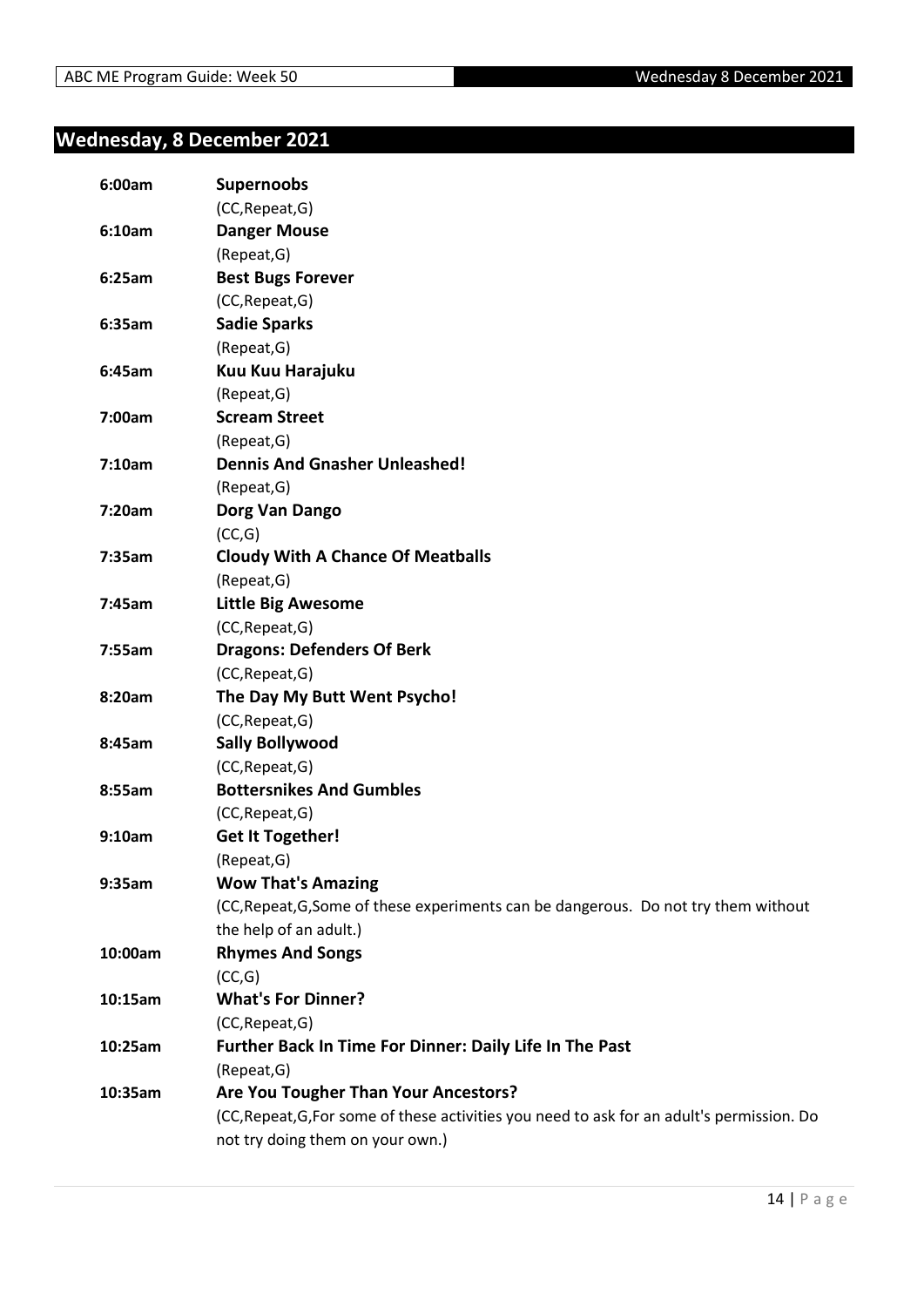## Wednesday, 8 December 2021

**6:00am** **Supernoobs**
(CC,Repeat,G)

**6:10am** **Danger Mouse**
(Repeat,G)

**6:25am** **Best Bugs Forever**
(CC,Repeat,G)

**6:35am** **Sadie Sparks**
(Repeat,G)

**6:45am** **Kuu Kuu Harajuku**
(Repeat,G)

**7:00am** **Scream Street**
(Repeat,G)

**7:10am** **Dennis And Gnasher Unleashed!**
(Repeat,G)

**7:20am** **Dorg Van Dango**
(CC,G)

**7:35am** **Cloudy With A Chance Of Meatballs**
(Repeat,G)

**7:45am** **Little Big Awesome**
(CC,Repeat,G)

**7:55am** **Dragons: Defenders Of Berk**
(CC,Repeat,G)

**8:20am** **The Day My Butt Went Psycho!**
(CC,Repeat,G)

**8:45am** **Sally Bollywood**
(CC,Repeat,G)

**8:55am** **Bottersnikes And Gumbles**
(CC,Repeat,G)

**9:10am** **Get It Together!**
(Repeat,G)

**9:35am** **Wow That's Amazing**
(CC,Repeat,G,Some of these experiments can be dangerous. Do not try them without the help of an adult.)

**10:00am** **Rhymes And Songs**
(CC,G)

**10:15am** **What's For Dinner?**
(CC,Repeat,G)

**10:25am** **Further Back In Time For Dinner: Daily Life In The Past**
(Repeat,G)

**10:35am** **Are You Tougher Than Your Ancestors?**
(CC,Repeat,G,For some of these activities you need to ask for an adult's permission. Do not try doing them on your own.)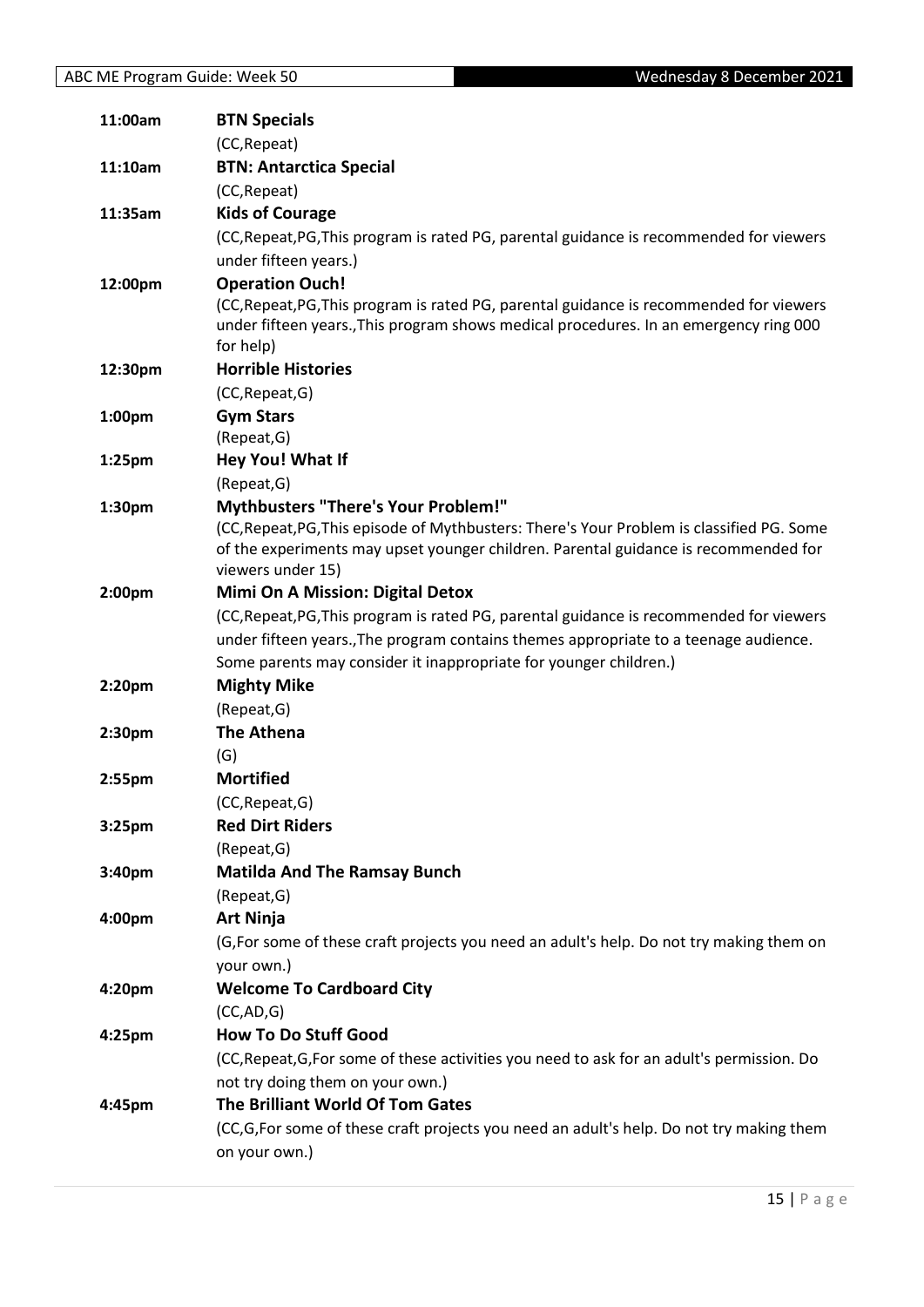| | |
|---|---|
| **11:00am** | **BTN Specials** |
| | (CC,Repeat) |
| **11:10am** | **BTN: Antarctica Special** |
| | (CC,Repeat) |
| **11:35am** | **Kids of Courage** |
| | (CC,Repeat,PG,This program is rated PG, parental guidance is recommended for viewers under fifteen years.) |
| **12:00pm** | **Operation Ouch!** |
| | (CC,Repeat,PG,This program is rated PG, parental guidance is recommended for viewers under fifteen years.,This program shows medical procedures. In an emergency ring 000 for help) |
| **12:30pm** | **Horrible Histories** |
| | (CC,Repeat,G) |
| **1:00pm** | **Gym Stars** |
| | (Repeat,G) |
| **1:25pm** | **Hey You! What If** |
| | (Repeat,G) |
| **1:30pm** | **Mythbusters "There's Your Problem!"** |
| | (CC,Repeat,PG,This episode of Mythbusters: There's Your Problem is classified PG. Some of the experiments may upset younger children. Parental guidance is recommended for viewers under 15) |
| **2:00pm** | **Mimi On A Mission: Digital Detox** |
| | (CC,Repeat,PG,This program is rated PG, parental guidance is recommended for viewers under fifteen years.,The program contains themes appropriate to a teenage audience. Some parents may consider it inappropriate for younger children.) |
| **2:20pm** | **Mighty Mike** |
| | (Repeat,G) |
| **2:30pm** | **The Athena** |
| | (G) |
| **2:55pm** | **Mortified** |
| | (CC,Repeat,G) |
| **3:25pm** | **Red Dirt Riders** |
| | (Repeat,G) |
| **3:40pm** | **Matilda And The Ramsay Bunch** |
| | (Repeat,G) |
| **4:00pm** | **Art Ninja** |
| | (G,For some of these craft projects you need an adult's help. Do not try making them on your own.) |
| **4:20pm** | **Welcome To Cardboard City** |
| | (CC,AD,G) |
| **4:25pm** | **How To Do Stuff Good** |
| | (CC,Repeat,G,For some of these activities you need to ask for an adult's permission. Do not try doing them on your own.) |
| **4:45pm** | **The Brilliant World Of Tom Gates** |
| | (CC,G,For some of these craft projects you need an adult's help. Do not try making them on your own.) |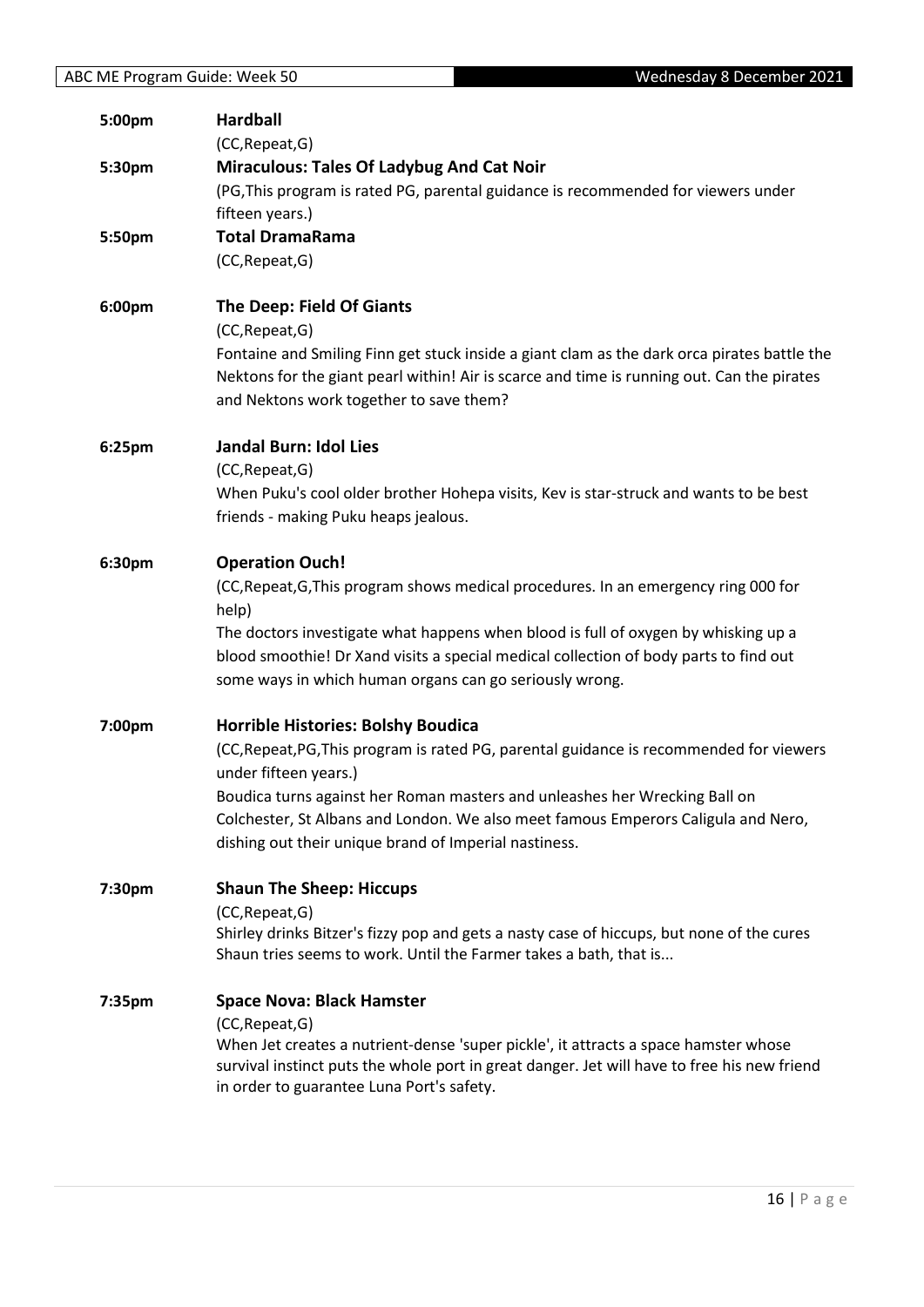**5:00pm** **Hardball**
(CC,Repeat,G)

**5:30pm** **Miraculous: Tales Of Ladybug And Cat Noir**
(PG,This program is rated PG, parental guidance is recommended for viewers under fifteen years.)

**5:50pm** **Total DramaRama**
(CC,Repeat,G)

**6:00pm** **The Deep: Field Of Giants**
(CC,Repeat,G)
Fontaine and Smiling Finn get stuck inside a giant clam as the dark orca pirates battle the Nektons for the giant pearl within! Air is scarce and time is running out. Can the pirates and Nektons work together to save them?

**6:25pm** **Jandal Burn: Idol Lies**
(CC,Repeat,G)
When Puku's cool older brother Hohepa visits, Kev is star-struck and wants to be best friends - making Puku heaps jealous.

**6:30pm** **Operation Ouch!**
(CC,Repeat,G,This program shows medical procedures. In an emergency ring 000 for help)
The doctors investigate what happens when blood is full of oxygen by whisking up a blood smoothie! Dr Xand visits a special medical collection of body parts to find out some ways in which human organs can go seriously wrong.

**7:00pm** **Horrible Histories: Bolshy Boudica**
(CC,Repeat,PG,This program is rated PG, parental guidance is recommended for viewers under fifteen years.)
Boudica turns against her Roman masters and unleashes her Wrecking Ball on Colchester, St Albans and London. We also meet famous Emperors Caligula and Nero, dishing out their unique brand of Imperial nastiness.

**7:30pm** **Shaun The Sheep: Hiccups**
(CC,Repeat,G)
Shirley drinks Bitzer's fizzy pop and gets a nasty case of hiccups, but none of the cures Shaun tries seems to work. Until the Farmer takes a bath, that is...

**7:35pm** **Space Nova: Black Hamster**
(CC,Repeat,G)
When Jet creates a nutrient-dense 'super pickle', it attracts a space hamster whose survival instinct puts the whole port in great danger. Jet will have to free his new friend in order to guarantee Luna Port's safety.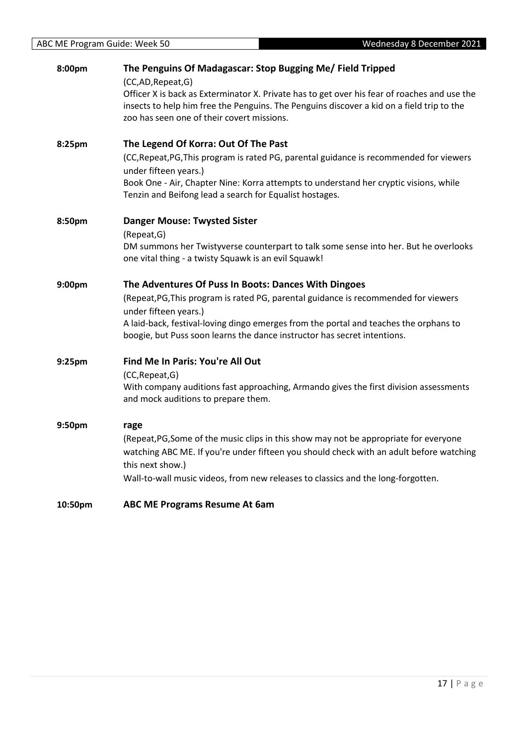**8:00pm** **The Penguins Of Madagascar: Stop Bugging Me/ Field Tripped**

(CC,AD,Repeat,G)

Officer X is back as Exterminator X. Private has to get over his fear of roaches and use the insects to help him free the Penguins. The Penguins discover a kid on a field trip to the zoo has seen one of their covert missions.

**8:25pm** **The Legend Of Korra: Out Of The Past**

(CC,Repeat,PG,This program is rated PG, parental guidance is recommended for viewers under fifteen years.)

Book One - Air, Chapter Nine: Korra attempts to understand her cryptic visions, while Tenzin and Beifong lead a search for Equalist hostages.

**8:50pm** **Danger Mouse: Twysted Sister**

(Repeat,G)

DM summons her Twistyverse counterpart to talk some sense into her. But he overlooks one vital thing - a twisty Squawk is an evil Squawk!

**9:00pm** **The Adventures Of Puss In Boots: Dances With Dingoes**

(Repeat,PG,This program is rated PG, parental guidance is recommended for viewers under fifteen years.)

A laid-back, festival-loving dingo emerges from the portal and teaches the orphans to boogie, but Puss soon learns the dance instructor has secret intentions.

**9:25pm** **Find Me In Paris: You're All Out**

(CC,Repeat,G)

With company auditions fast approaching, Armando gives the first division assessments and mock auditions to prepare them.

**9:50pm** **rage**

(Repeat,PG,Some of the music clips in this show may not be appropriate for everyone watching ABC ME. If you're under fifteen you should check with an adult before watching this next show.)

Wall-to-wall music videos, from new releases to classics and the long-forgotten.

**10:50pm** **ABC ME Programs Resume At 6am**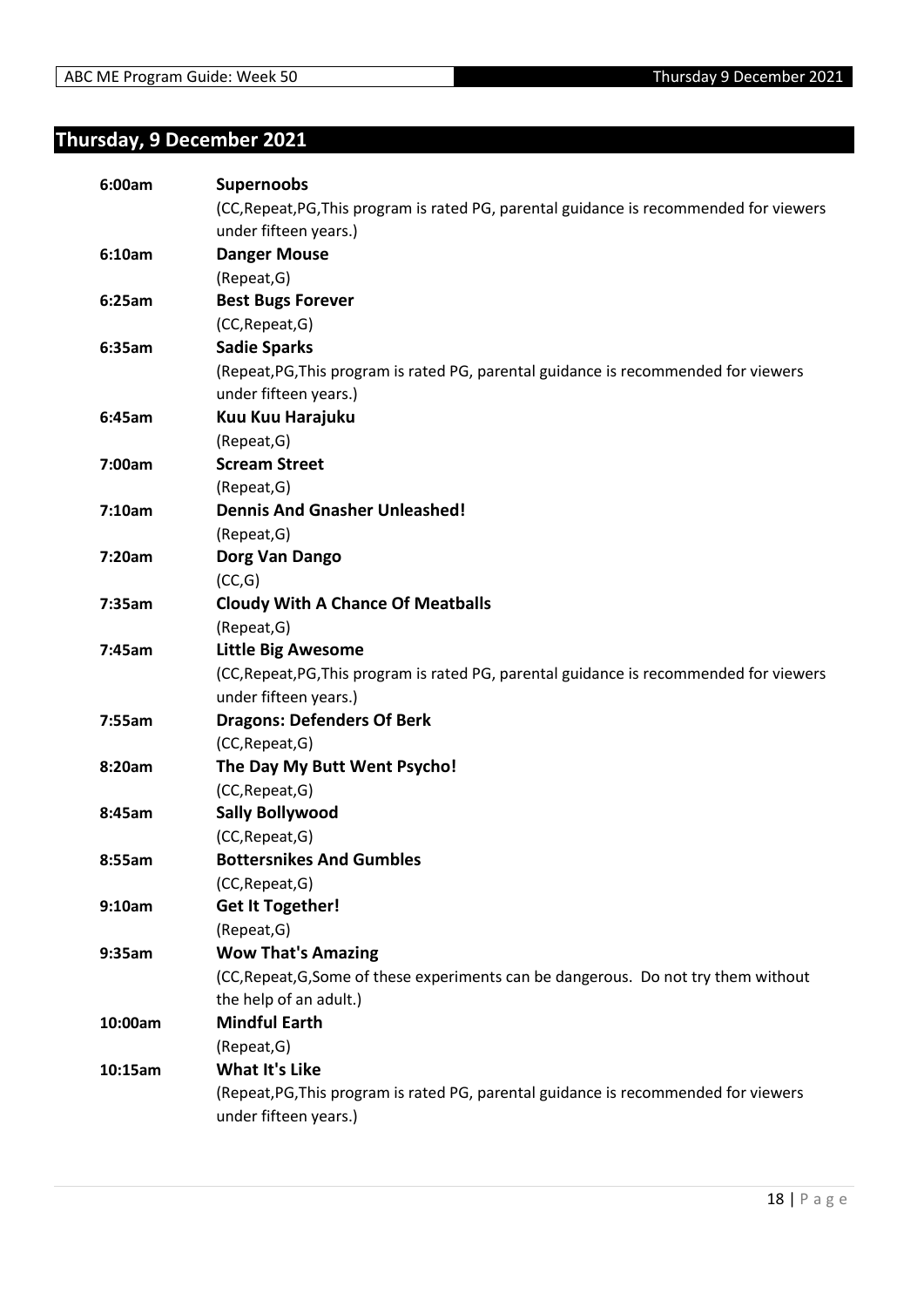## Thursday, 9 December 2021

| | |
|---|---|
| **6:00am** | **Supernoobs** |
| | (CC,Repeat,PG,This program is rated PG, parental guidance is recommended for viewers under fifteen years.) |
| **6:10am** | **Danger Mouse** |
| | (Repeat,G) |
| **6:25am** | **Best Bugs Forever** |
| | (CC,Repeat,G) |
| **6:35am** | **Sadie Sparks** |
| | (Repeat,PG,This program is rated PG, parental guidance is recommended for viewers under fifteen years.) |
| **6:45am** | **Kuu Kuu Harajuku** |
| | (Repeat,G) |
| **7:00am** | **Scream Street** |
| | (Repeat,G) |
| **7:10am** | **Dennis And Gnasher Unleashed!** |
| | (Repeat,G) |
| **7:20am** | **Dorg Van Dango** |
| | (CC,G) |
| **7:35am** | **Cloudy With A Chance Of Meatballs** |
| | (Repeat,G) |
| **7:45am** | **Little Big Awesome** |
| | (CC,Repeat,PG,This program is rated PG, parental guidance is recommended for viewers under fifteen years.) |
| **7:55am** | **Dragons: Defenders Of Berk** |
| | (CC,Repeat,G) |
| **8:20am** | **The Day My Butt Went Psycho!** |
| | (CC,Repeat,G) |
| **8:45am** | **Sally Bollywood** |
| | (CC,Repeat,G) |
| **8:55am** | **Bottersnikes And Gumbles** |
| | (CC,Repeat,G) |
| **9:10am** | **Get It Together!** |
| | (Repeat,G) |
| **9:35am** | **Wow That's Amazing** |
| | (CC,Repeat,G,Some of these experiments can be dangerous. Do not try them without the help of an adult.) |
| **10:00am** | **Mindful Earth** |
| | (Repeat,G) |
| **10:15am** | **What It's Like** |
| | (Repeat,PG,This program is rated PG, parental guidance is recommended for viewers under fifteen years.) |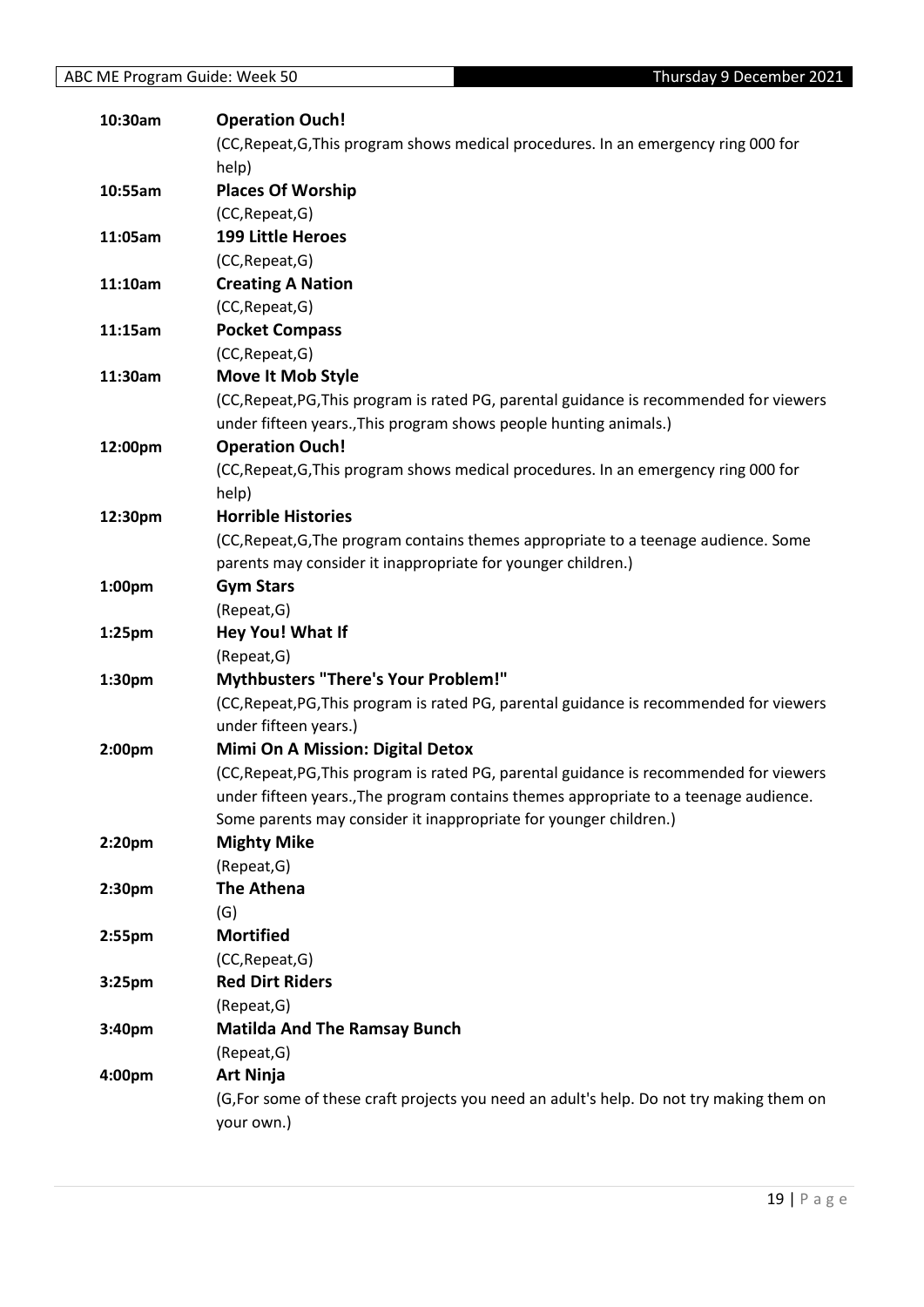| | |
|---|---|
| 10:30am | **Operation Ouch!** |
| | (CC,Repeat,G,This program shows medical procedures. In an emergency ring 000 for help) |
| 10:55am | **Places Of Worship** |
| | (CC,Repeat,G) |
| 11:05am | **199 Little Heroes** |
| | (CC,Repeat,G) |
| 11:10am | **Creating A Nation** |
| | (CC,Repeat,G) |
| 11:15am | **Pocket Compass** |
| | (CC,Repeat,G) |
| 11:30am | **Move It Mob Style** |
| | (CC,Repeat,PG,This program is rated PG, parental guidance is recommended for viewers under fifteen years.,This program shows people hunting animals.) |
| 12:00pm | **Operation Ouch!** |
| | (CC,Repeat,G,This program shows medical procedures. In an emergency ring 000 for help) |
| 12:30pm | **Horrible Histories** |
| | (CC,Repeat,G,The program contains themes appropriate to a teenage audience. Some parents may consider it inappropriate for younger children.) |
| 1:00pm | **Gym Stars** |
| | (Repeat,G) |
| 1:25pm | **Hey You! What If** |
| | (Repeat,G) |
| 1:30pm | **Mythbusters "There's Your Problem!"** |
| | (CC,Repeat,PG,This program is rated PG, parental guidance is recommended for viewers under fifteen years.) |
| 2:00pm | **Mimi On A Mission: Digital Detox** |
| | (CC,Repeat,PG,This program is rated PG, parental guidance is recommended for viewers under fifteen years.,The program contains themes appropriate to a teenage audience. Some parents may consider it inappropriate for younger children.) |
| 2:20pm | **Mighty Mike** |
| | (Repeat,G) |
| 2:30pm | **The Athena** |
| | (G) |
| 2:55pm | **Mortified** |
| | (CC,Repeat,G) |
| 3:25pm | **Red Dirt Riders** |
| | (Repeat,G) |
| 3:40pm | **Matilda And The Ramsay Bunch** |
| | (Repeat,G) |
| 4:00pm | **Art Ninja** |
| | (G,For some of these craft projects you need an adult's help. Do not try making them on your own.) |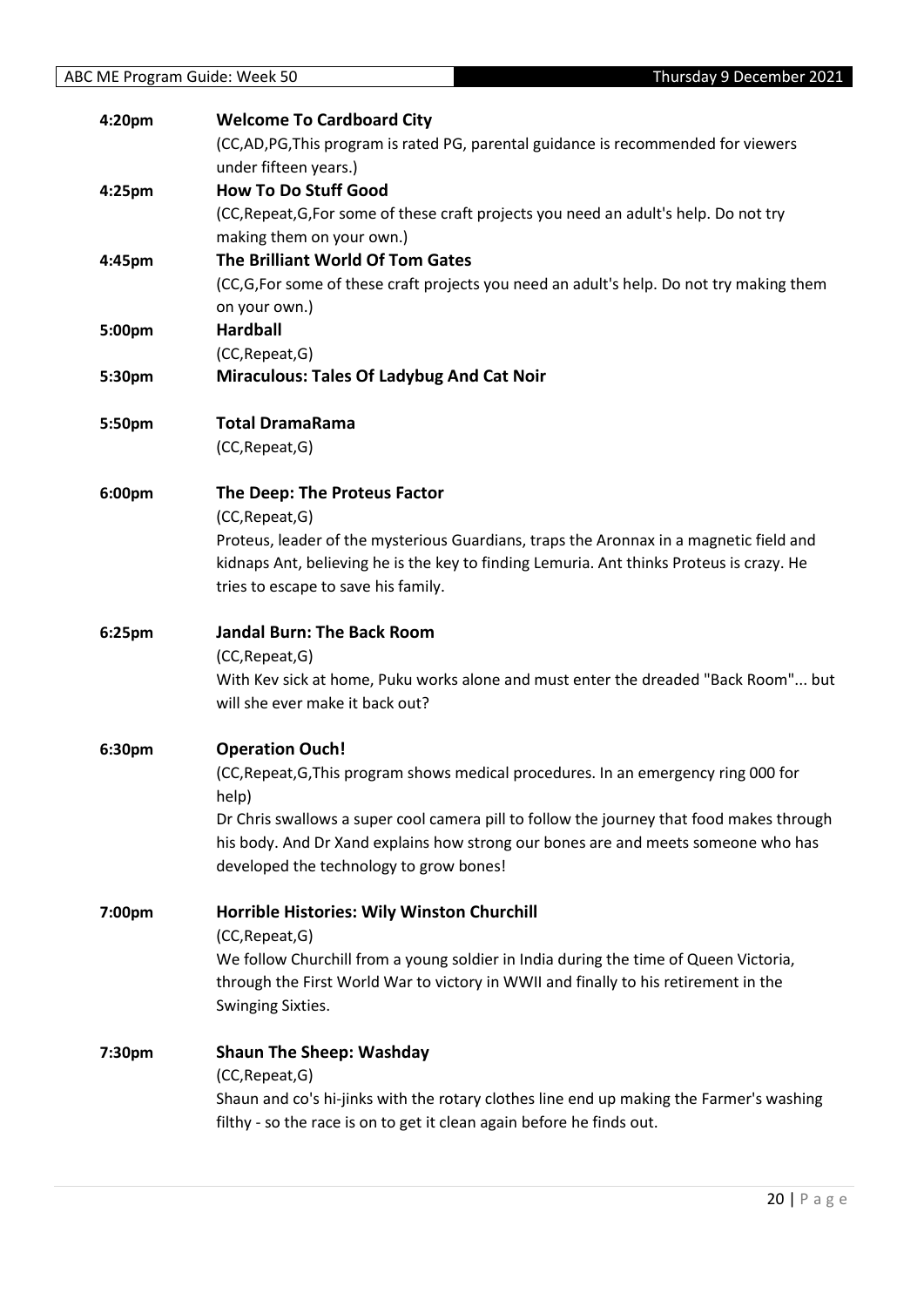**4:20pm** **Welcome To Cardboard City**

(CC,AD,PG,This program is rated PG, parental guidance is recommended for viewers under fifteen years.)

**4:25pm** **How To Do Stuff Good**

(CC,Repeat,G,For some of these craft projects you need an adult's help. Do not try making them on your own.)

**4:45pm** **The Brilliant World Of Tom Gates**

(CC,G,For some of these craft projects you need an adult's help. Do not try making them on your own.)

**5:00pm** **Hardball**

(CC,Repeat,G)

**5:30pm** **Miraculous: Tales Of Ladybug And Cat Noir**

**5:50pm** **Total DramaRama**

(CC,Repeat,G)

**6:00pm** **The Deep: The Proteus Factor**

(CC,Repeat,G)

Proteus, leader of the mysterious Guardians, traps the Aronnax in a magnetic field and kidnaps Ant, believing he is the key to finding Lemuria. Ant thinks Proteus is crazy. He tries to escape to save his family.

**6:25pm** **Jandal Burn: The Back Room**

(CC,Repeat,G)

With Kev sick at home, Puku works alone and must enter the dreaded "Back Room"... but will she ever make it back out?

**6:30pm** **Operation Ouch!**

(CC,Repeat,G,This program shows medical procedures. In an emergency ring 000 for help)

Dr Chris swallows a super cool camera pill to follow the journey that food makes through his body. And Dr Xand explains how strong our bones are and meets someone who has developed the technology to grow bones!

**7:00pm** **Horrible Histories: Wily Winston Churchill**

(CC,Repeat,G)

We follow Churchill from a young soldier in India during the time of Queen Victoria, through the First World War to victory in WWII and finally to his retirement in the Swinging Sixties.

**7:30pm** **Shaun The Sheep: Washday**

(CC,Repeat,G)

Shaun and co's hi-jinks with the rotary clothes line end up making the Farmer's washing filthy - so the race is on to get it clean again before he finds out.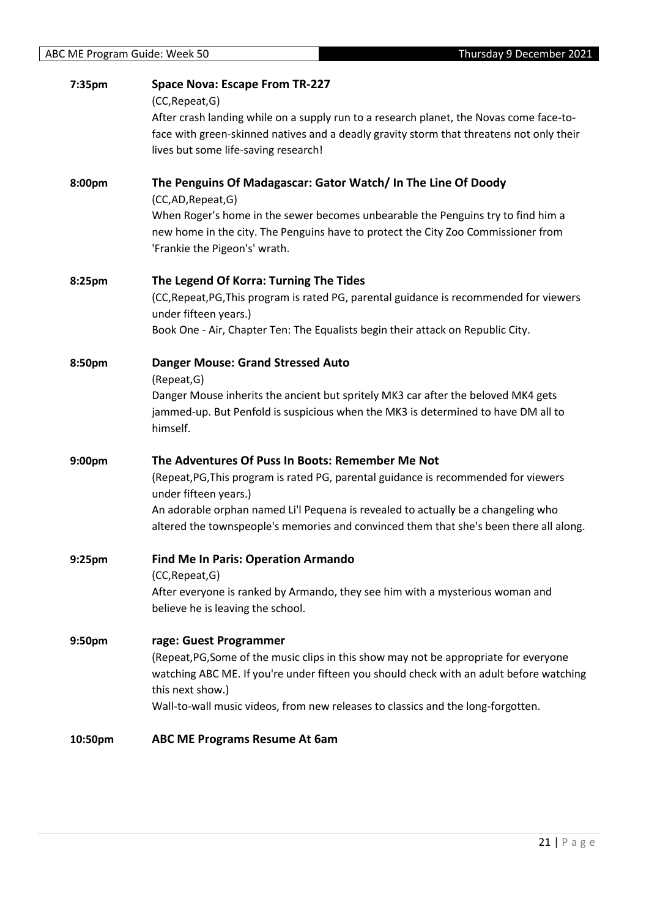**7:35pm** **Space Nova: Escape From TR-227**

(CC,Repeat,G)

After crash landing while on a supply run to a research planet, the Novas come face-to-face with green-skinned natives and a deadly gravity storm that threatens not only their lives but some life-saving research!

**8:00pm** **The Penguins Of Madagascar: Gator Watch/ In The Line Of Doody**

(CC,AD,Repeat,G)

When Roger's home in the sewer becomes unbearable the Penguins try to find him a new home in the city. The Penguins have to protect the City Zoo Commissioner from 'Frankie the Pigeon's' wrath.

**8:25pm** **The Legend Of Korra: Turning The Tides**

(CC,Repeat,PG,This program is rated PG, parental guidance is recommended for viewers under fifteen years.)

Book One - Air, Chapter Ten: The Equalists begin their attack on Republic City.

**8:50pm** **Danger Mouse: Grand Stressed Auto**

(Repeat,G)

Danger Mouse inherits the ancient but spritely MK3 car after the beloved MK4 gets jammed-up. But Penfold is suspicious when the MK3 is determined to have DM all to himself.

**9:00pm** **The Adventures Of Puss In Boots: Remember Me Not**

(Repeat,PG,This program is rated PG, parental guidance is recommended for viewers under fifteen years.)

An adorable orphan named Li'l Pequena is revealed to actually be a changeling who altered the townspeople's memories and convinced them that she's been there all along.

**9:25pm** **Find Me In Paris: Operation Armando**

(CC,Repeat,G)

After everyone is ranked by Armando, they see him with a mysterious woman and believe he is leaving the school.

**9:50pm** **rage: Guest Programmer**

(Repeat,PG,Some of the music clips in this show may not be appropriate for everyone watching ABC ME. If you're under fifteen you should check with an adult before watching this next show.)

Wall-to-wall music videos, from new releases to classics and the long-forgotten.

**10:50pm** **ABC ME Programs Resume At 6am**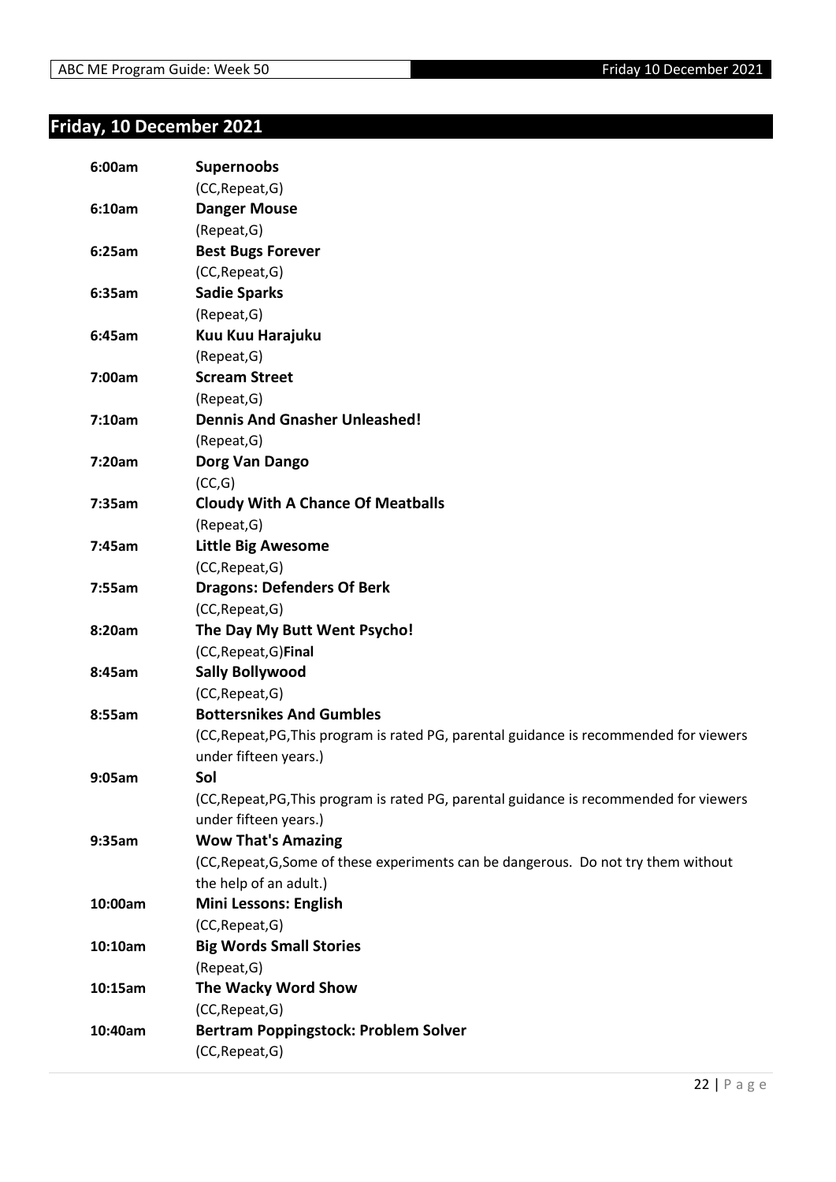## Friday, 10 December 2021

| | |
|---|---|
| 6:00am | **Supernoobs** |
| | (CC,Repeat,G) |
| 6:10am | **Danger Mouse** |
| | (Repeat,G) |
| 6:25am | **Best Bugs Forever** |
| | (CC,Repeat,G) |
| 6:35am | **Sadie Sparks** |
| | (Repeat,G) |
| 6:45am | **Kuu Kuu Harajuku** |
| | (Repeat,G) |
| 7:00am | **Scream Street** |
| | (Repeat,G) |
| 7:10am | **Dennis And Gnasher Unleashed!** |
| | (Repeat,G) |
| 7:20am | **Dorg Van Dango** |
| | (CC,G) |
| 7:35am | **Cloudy With A Chance Of Meatballs** |
| | (Repeat,G) |
| 7:45am | **Little Big Awesome** |
| | (CC,Repeat,G) |
| 7:55am | **Dragons: Defenders Of Berk** |
| | (CC,Repeat,G) |
| 8:20am | **The Day My Butt Went Psycho!** |
| | (CC,Repeat,G)**Final** |
| 8:45am | **Sally Bollywood** |
| | (CC,Repeat,G) |
| 8:55am | **Bottersnikes And Gumbles** |
| | (CC,Repeat,PG,This program is rated PG, parental guidance is recommended for viewers under fifteen years.) |
| 9:05am | **Sol** |
| | (CC,Repeat,PG,This program is rated PG, parental guidance is recommended for viewers under fifteen years.) |
| 9:35am | **Wow That's Amazing** |
| | (CC,Repeat,G,Some of these experiments can be dangerous. Do not try them without the help of an adult.) |
| 10:00am | **Mini Lessons: English** |
| | (CC,Repeat,G) |
| 10:10am | **Big Words Small Stories** |
| | (Repeat,G) |
| 10:15am | **The Wacky Word Show** |
| | (CC,Repeat,G) |
| 10:40am | **Bertram Poppingstock: Problem Solver** |
| | (CC,Repeat,G) |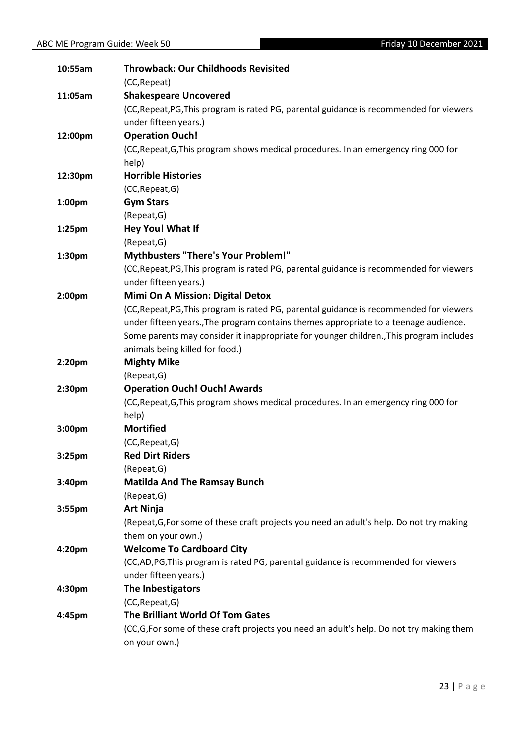| | |
|---|---|
| 10:55am | **Throwback: Our Childhoods Revisited** |
| | (CC,Repeat) |
| 11:05am | **Shakespeare Uncovered** |
| | (CC,Repeat,PG,This program is rated PG, parental guidance is recommended for viewers under fifteen years.) |
| 12:00pm | **Operation Ouch!** |
| | (CC,Repeat,G,This program shows medical procedures. In an emergency ring 000 for help) |
| 12:30pm | **Horrible Histories** |
| | (CC,Repeat,G) |
| 1:00pm | **Gym Stars** |
| | (Repeat,G) |
| 1:25pm | **Hey You! What If** |
| | (Repeat,G) |
| 1:30pm | **Mythbusters "There's Your Problem!"** |
| | (CC,Repeat,PG,This program is rated PG, parental guidance is recommended for viewers under fifteen years.) |
| 2:00pm | **Mimi On A Mission: Digital Detox** |
| | (CC,Repeat,PG,This program is rated PG, parental guidance is recommended for viewers under fifteen years.,The program contains themes appropriate to a teenage audience. Some parents may consider it inappropriate for younger children.,This program includes animals being killed for food.) |
| 2:20pm | **Mighty Mike** |
| | (Repeat,G) |
| 2:30pm | **Operation Ouch! Ouch! Awards** |
| | (CC,Repeat,G,This program shows medical procedures. In an emergency ring 000 for help) |
| 3:00pm | **Mortified** |
| | (CC,Repeat,G) |
| 3:25pm | **Red Dirt Riders** |
| | (Repeat,G) |
| 3:40pm | **Matilda And The Ramsay Bunch** |
| | (Repeat,G) |
| 3:55pm | **Art Ninja** |
| | (Repeat,G,For some of these craft projects you need an adult's help. Do not try making them on your own.) |
| 4:20pm | **Welcome To Cardboard City** |
| | (CC,AD,PG,This program is rated PG, parental guidance is recommended for viewers under fifteen years.) |
| 4:30pm | **The Inbestigators** |
| | (CC,Repeat,G) |
| 4:45pm | **The Brilliant World Of Tom Gates** |
| | (CC,G,For some of these craft projects you need an adult's help. Do not try making them on your own.) |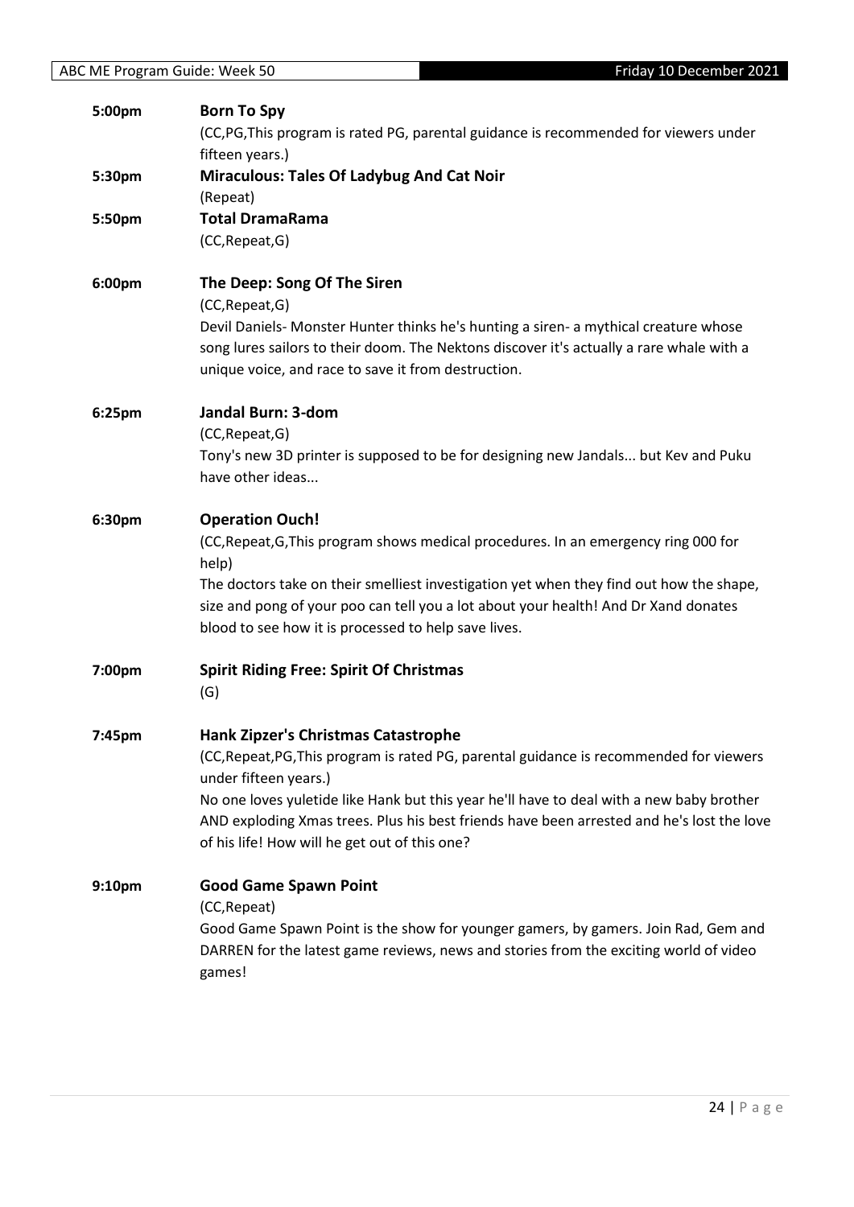**5:00pm** **Born To Spy**

(CC,PG,This program is rated PG, parental guidance is recommended for viewers under fifteen years.)

**5:30pm** **Miraculous: Tales Of Ladybug And Cat Noir**

(Repeat)

**5:50pm** **Total DramaRama**

(CC,Repeat,G)

**6:00pm** **The Deep: Song Of The Siren**

(CC,Repeat,G)

Devil Daniels- Monster Hunter thinks he's hunting a siren- a mythical creature whose song lures sailors to their doom. The Nektons discover it's actually a rare whale with a unique voice, and race to save it from destruction.

**6:25pm** **Jandal Burn: 3-dom**

(CC,Repeat,G)

Tony's new 3D printer is supposed to be for designing new Jandals... but Kev and Puku have other ideas...

**6:30pm** **Operation Ouch!**

(CC,Repeat,G,This program shows medical procedures. In an emergency ring 000 for help)

The doctors take on their smelliest investigation yet when they find out how the shape, size and pong of your poo can tell you a lot about your health! And Dr Xand donates blood to see how it is processed to help save lives.

**7:00pm** **Spirit Riding Free: Spirit Of Christmas**

(G)

**7:45pm** **Hank Zipzer's Christmas Catastrophe**

(CC,Repeat,PG,This program is rated PG, parental guidance is recommended for viewers under fifteen years.)

No one loves yuletide like Hank but this year he'll have to deal with a new baby brother AND exploding Xmas trees. Plus his best friends have been arrested and he's lost the love of his life! How will he get out of this one?

**9:10pm** **Good Game Spawn Point**

(CC,Repeat)

Good Game Spawn Point is the show for younger gamers, by gamers. Join Rad, Gem and DARREN for the latest game reviews, news and stories from the exciting world of video games!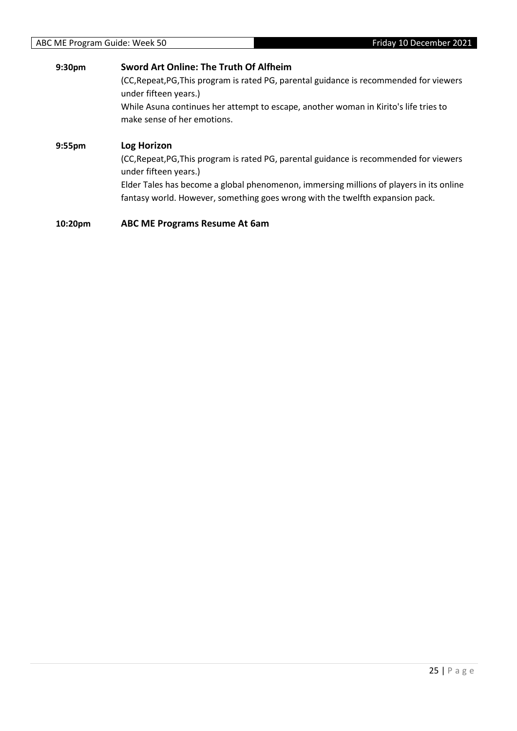**9:30pm** **Sword Art Online: The Truth Of Alfheim**

(CC,Repeat,PG,This program is rated PG, parental guidance is recommended for viewers under fifteen years.)

While Asuna continues her attempt to escape, another woman in Kirito's life tries to make sense of her emotions.

**9:55pm** **Log Horizon**

(CC,Repeat,PG,This program is rated PG, parental guidance is recommended for viewers under fifteen years.)

Elder Tales has become a global phenomenon, immersing millions of players in its online fantasy world. However, something goes wrong with the twelfth expansion pack.

**10:20pm** **ABC ME Programs Resume At 6am**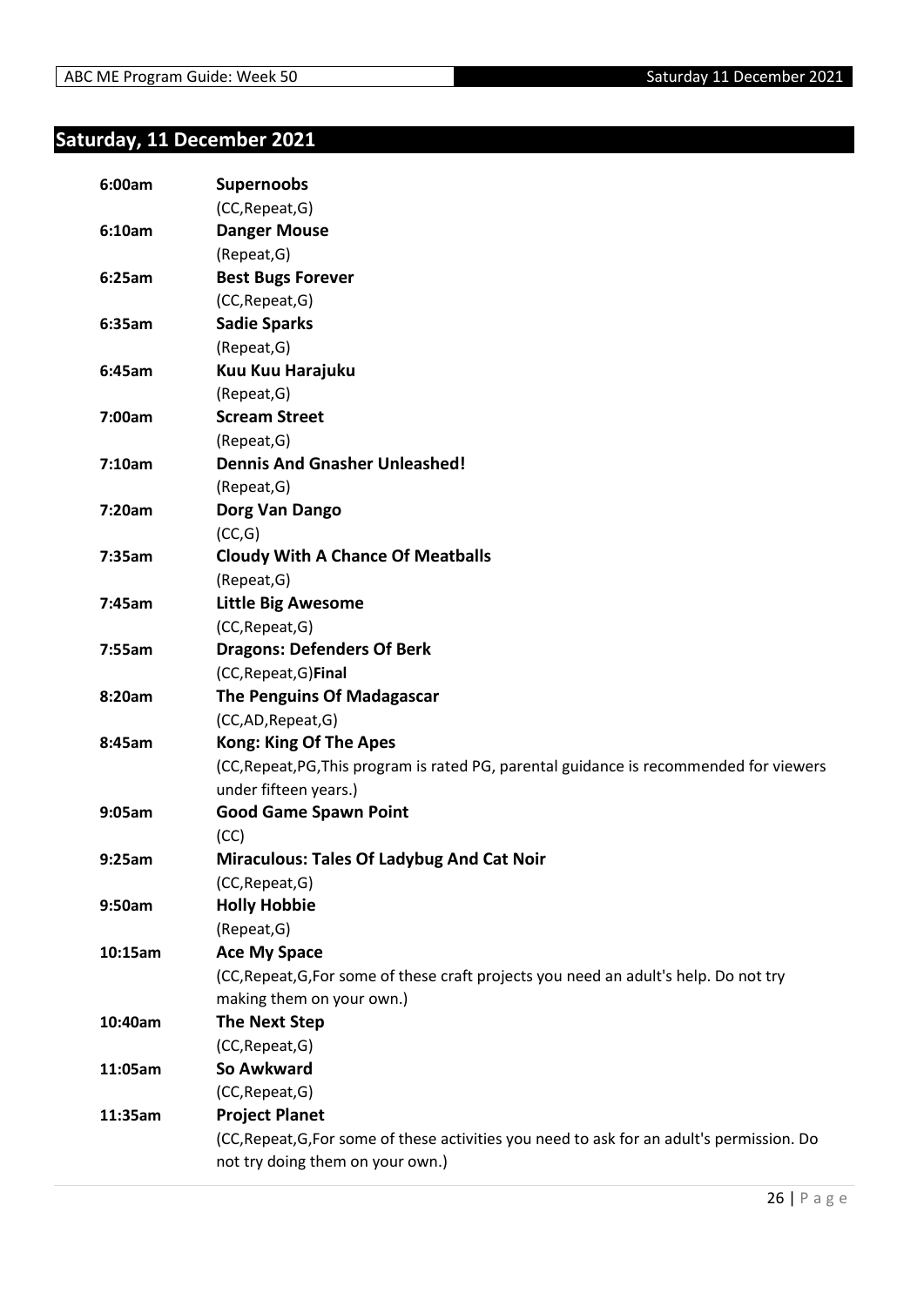## Saturday, 11 December 2021

**6:00am** **Supernoobs**
(CC,Repeat,G)

**6:10am** **Danger Mouse**
(Repeat,G)

**6:25am** **Best Bugs Forever**
(CC,Repeat,G)

**6:35am** **Sadie Sparks**
(Repeat,G)

**6:45am** **Kuu Kuu Harajuku**
(Repeat,G)

**7:00am** **Scream Street**
(Repeat,G)

**7:10am** **Dennis And Gnasher Unleashed!**
(Repeat,G)

**7:20am** **Dorg Van Dango**
(CC,G)

**7:35am** **Cloudy With A Chance Of Meatballs**
(Repeat,G)

**7:45am** **Little Big Awesome**
(CC,Repeat,G)

**7:55am** **Dragons: Defenders Of Berk**
(CC,Repeat,G)**Final**

**8:20am** **The Penguins Of Madagascar**
(CC,AD,Repeat,G)

**8:45am** **Kong: King Of The Apes**
(CC,Repeat,PG,This program is rated PG, parental guidance is recommended for viewers under fifteen years.)

**9:05am** **Good Game Spawn Point**
(CC)

**9:25am** **Miraculous: Tales Of Ladybug And Cat Noir**
(CC,Repeat,G)

**9:50am** **Holly Hobbie**
(Repeat,G)

**10:15am** **Ace My Space**
(CC,Repeat,G,For some of these craft projects you need an adult's help. Do not try making them on your own.)

**10:40am** **The Next Step**
(CC,Repeat,G)

**11:05am** **So Awkward**
(CC,Repeat,G)

**11:35am** **Project Planet**
(CC,Repeat,G,For some of these activities you need to ask for an adult's permission. Do not try doing them on your own.)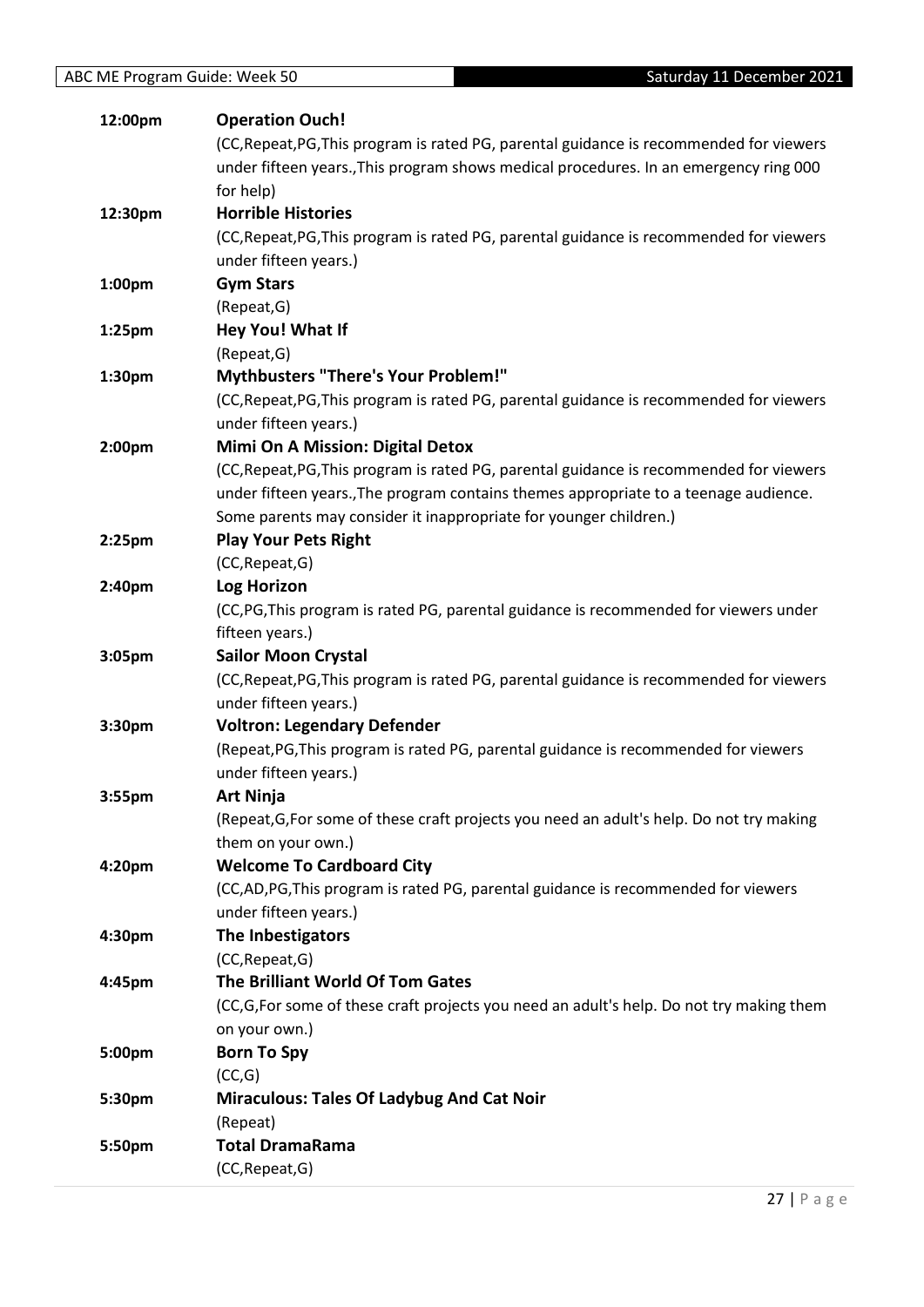| Time | Program |
|---|---|
| 12:00pm | **Operation Ouch!**<br>(CC,Repeat,PG,This program is rated PG, parental guidance is recommended for viewers under fifteen years.,This program shows medical procedures. In an emergency ring 000 for help) |
| 12:30pm | **Horrible Histories**<br>(CC,Repeat,PG,This program is rated PG, parental guidance is recommended for viewers under fifteen years.) |
| 1:00pm | **Gym Stars**<br>(Repeat,G) |
| 1:25pm | **Hey You! What If**<br>(Repeat,G) |
| 1:30pm | **Mythbusters "There's Your Problem!"**<br>(CC,Repeat,PG,This program is rated PG, parental guidance is recommended for viewers under fifteen years.) |
| 2:00pm | **Mimi On A Mission: Digital Detox**<br>(CC,Repeat,PG,This program is rated PG, parental guidance is recommended for viewers under fifteen years.,The program contains themes appropriate to a teenage audience. Some parents may consider it inappropriate for younger children.) |
| 2:25pm | **Play Your Pets Right**<br>(CC,Repeat,G) |
| 2:40pm | **Log Horizon**<br>(CC,PG,This program is rated PG, parental guidance is recommended for viewers under fifteen years.) |
| 3:05pm | **Sailor Moon Crystal**<br>(CC,Repeat,PG,This program is rated PG, parental guidance is recommended for viewers under fifteen years.) |
| 3:30pm | **Voltron: Legendary Defender**<br>(Repeat,PG,This program is rated PG, parental guidance is recommended for viewers under fifteen years.) |
| 3:55pm | **Art Ninja**<br>(Repeat,G,For some of these craft projects you need an adult's help. Do not try making them on your own.) |
| 4:20pm | **Welcome To Cardboard City**<br>(CC,AD,PG,This program is rated PG, parental guidance is recommended for viewers under fifteen years.) |
| 4:30pm | **The Inbestigators**<br>(CC,Repeat,G) |
| 4:45pm | **The Brilliant World Of Tom Gates**<br>(CC,G,For some of these craft projects you need an adult's help. Do not try making them on your own.) |
| 5:00pm | **Born To Spy**<br>(CC,G) |
| 5:30pm | **Miraculous: Tales Of Ladybug And Cat Noir**<br>(Repeat) |
| 5:50pm | **Total DramaRama**<br>(CC,Repeat,G) |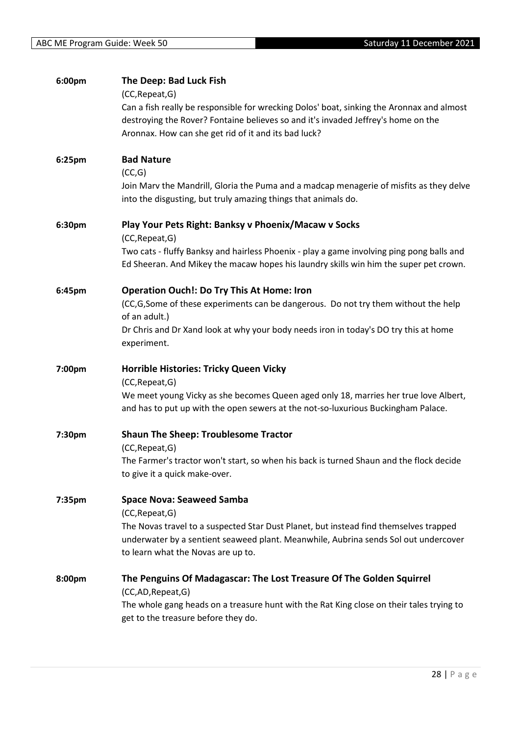**6:00pm** **The Deep: Bad Luck Fish**

(CC,Repeat,G)

Can a fish really be responsible for wrecking Dolos' boat, sinking the Aronnax and almost destroying the Rover? Fontaine believes so and it's invaded Jeffrey's home on the Aronnax. How can she get rid of it and its bad luck?

**6:25pm** **Bad Nature**

(CC,G)

Join Marv the Mandrill, Gloria the Puma and a madcap menagerie of misfits as they delve into the disgusting, but truly amazing things that animals do.

**6:30pm** **Play Your Pets Right: Banksy v Phoenix/Macaw v Socks**

(CC,Repeat,G)

Two cats - fluffy Banksy and hairless Phoenix - play a game involving ping pong balls and Ed Sheeran. And Mikey the macaw hopes his laundry skills win him the super pet crown.

**6:45pm** **Operation Ouch!: Do Try This At Home: Iron**

(CC,G,Some of these experiments can be dangerous. Do not try them without the help of an adult.)

Dr Chris and Dr Xand look at why your body needs iron in today's DO try this at home experiment.

**7:00pm** **Horrible Histories: Tricky Queen Vicky**

(CC,Repeat,G)

We meet young Vicky as she becomes Queen aged only 18, marries her true love Albert, and has to put up with the open sewers at the not-so-luxurious Buckingham Palace.

**7:30pm** **Shaun The Sheep: Troublesome Tractor**

(CC,Repeat,G)

The Farmer's tractor won't start, so when his back is turned Shaun and the flock decide to give it a quick make-over.

**7:35pm** **Space Nova: Seaweed Samba**

(CC,Repeat,G)

The Novas travel to a suspected Star Dust Planet, but instead find themselves trapped underwater by a sentient seaweed plant. Meanwhile, Aubrina sends Sol out undercover to learn what the Novas are up to.

**8:00pm** **The Penguins Of Madagascar: The Lost Treasure Of The Golden Squirrel**

(CC,AD,Repeat,G)

The whole gang heads on a treasure hunt with the Rat King close on their tales trying to get to the treasure before they do.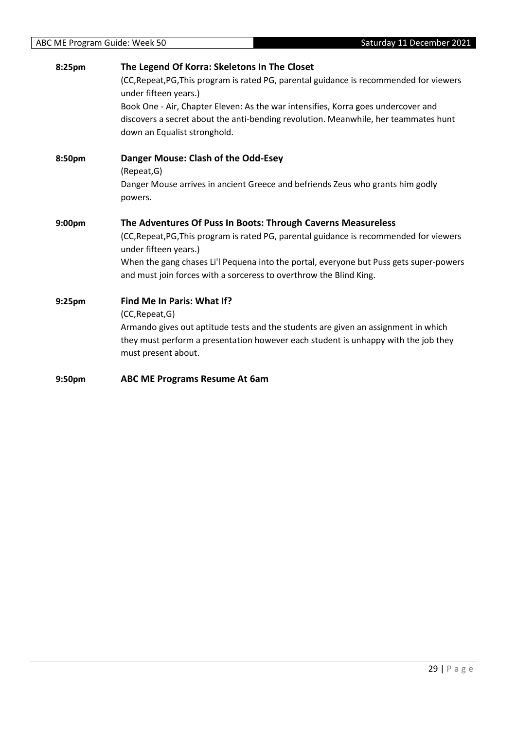**8:25pm** **The Legend Of Korra: Skeletons In The Closet**

(CC,Repeat,PG,This program is rated PG, parental guidance is recommended for viewers under fifteen years.)

Book One - Air, Chapter Eleven: As the war intensifies, Korra goes undercover and discovers a secret about the anti-bending revolution. Meanwhile, her teammates hunt down an Equalist stronghold.

**8:50pm** **Danger Mouse: Clash of the Odd-Esey**

(Repeat,G)

Danger Mouse arrives in ancient Greece and befriends Zeus who grants him godly powers.

**9:00pm** **The Adventures Of Puss In Boots: Through Caverns Measureless**

(CC,Repeat,PG,This program is rated PG, parental guidance is recommended for viewers under fifteen years.)

When the gang chases Li'l Pequena into the portal, everyone but Puss gets super-powers and must join forces with a sorceress to overthrow the Blind King.

**9:25pm** **Find Me In Paris: What If?**

(CC,Repeat,G)

Armando gives out aptitude tests and the students are given an assignment in which they must perform a presentation however each student is unhappy with the job they must present about.

**9:50pm** **ABC ME Programs Resume At 6am**